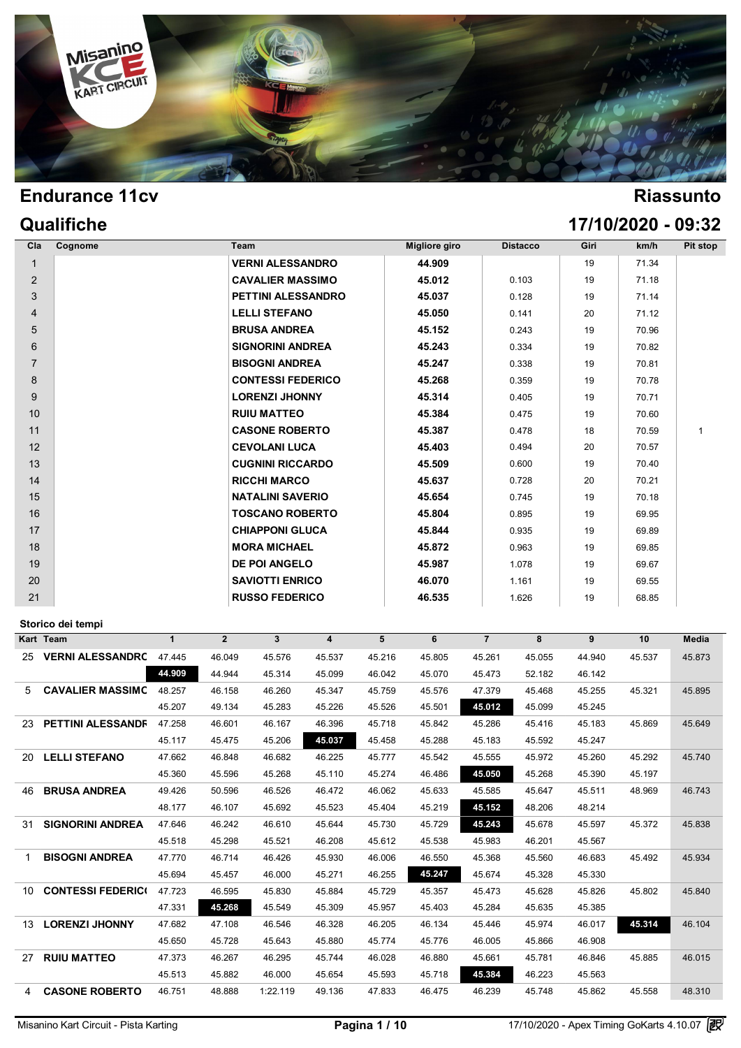# Endurance 11cv

## Riassunto

## Qualifiche

**17/10/2020 - 09:32**

| Cla | Cognome | Team | Migliore giro | Distacco | Giri | km/h | Pit stop |
|---|---|---|---|---|---|---|---|
| 1 | | **VERNI ALESSANDRO** | **44.909** | | 19 | 71.34 | |
| 2 | | **CAVALIER MASSIMO** | **45.012** | 0.103 | 19 | 71.18 | |
| 3 | | **PETTINI ALESSANDRO** | **45.037** | 0.128 | 19 | 71.14 | |
| 4 | | **LELLI STEFANO** | **45.050** | 0.141 | 20 | 71.12 | |
| 5 | | **BRUSA ANDREA** | **45.152** | 0.243 | 19 | 70.96 | |
| 6 | | **SIGNORINI ANDREA** | **45.243** | 0.334 | 19 | 70.82 | |
| 7 | | **BISOGNI ANDREA** | **45.247** | 0.338 | 19 | 70.81 | |
| 8 | | **CONTESSI FEDERICO** | **45.268** | 0.359 | 19 | 70.78 | |
| 9 | | **LORENZI JHONNY** | **45.314** | 0.405 | 19 | 70.71 | |
| 10 | | **RUIU MATTEO** | **45.384** | 0.475 | 19 | 70.60 | |
| 11 | | **CASONE ROBERTO** | **45.387** | 0.478 | 18 | 70.59 | 1 |
| 12 | | **CEVOLANI LUCA** | **45.403** | 0.494 | 20 | 70.57 | |
| 13 | | **CUGNINI RICCARDO** | **45.509** | 0.600 | 19 | 70.40 | |
| 14 | | **RICCHI MARCO** | **45.637** | 0.728 | 20 | 70.21 | |
| 15 | | **NATALINI SAVERIO** | **45.654** | 0.745 | 19 | 70.18 | |
| 16 | | **TOSCANO ROBERTO** | **45.804** | 0.895 | 19 | 69.95 | |
| 17 | | **CHIAPPONI GLUCA** | **45.844** | 0.935 | 19 | 69.89 | |
| 18 | | **MORA MICHAEL** | **45.872** | 0.963 | 19 | 69.85 | |
| 19 | | **DE POI ANGELO** | **45.987** | 1.078 | 19 | 69.67 | |
| 20 | | **SAVIOTTI ENRICO** | **46.070** | 1.161 | 19 | 69.55 | |
| 21 | | **RUSSO FEDERICO** | **46.535** | 1.626 | 19 | 68.85 | |

### Storico dei tempi

| Kart | Team | 1 | 2 | 3 | 4 | 5 | 6 | 7 | 8 | 9 | 10 | Media |
|---|---|---|---|---|---|---|---|---|---|---|---|---|
| 25 | **VERNI ALESSANDRO** | 47.445 | 46.049 | 45.576 | 45.537 | 45.216 | 45.805 | 45.261 | 45.055 | 44.940 | 45.537 | 45.873 |
| | | **44.909** | 44.944 | 45.314 | 45.099 | 46.042 | 45.070 | 45.473 | 52.182 | 46.142 | | |
| 5 | **CAVALIER MASSIMO** | 48.257 | 46.158 | 46.260 | 45.347 | 45.759 | 45.576 | 47.379 | 45.468 | 45.255 | 45.321 | 45.895 |
| | | 45.207 | 49.134 | 45.283 | 45.226 | 45.526 | 45.501 | **45.012** | 45.099 | 45.245 | | |
| 23 | **PETTINI ALESSANDRO** | 47.258 | 46.601 | 46.167 | 46.396 | 45.718 | 45.842 | 45.286 | 45.416 | 45.183 | 45.869 | 45.649 |
| | | 45.117 | 45.475 | 45.206 | **45.037** | 45.458 | 45.288 | 45.183 | 45.592 | 45.247 | | |
| 20 | **LELLI STEFANO** | 47.662 | 46.848 | 46.682 | 46.225 | 45.777 | 45.542 | 45.555 | 45.972 | 45.260 | 45.292 | 45.740 |
| | | 45.360 | 45.596 | 45.268 | 45.110 | 45.274 | 46.486 | **45.050** | 45.268 | 45.390 | 45.197 | |
| 46 | **BRUSA ANDREA** | 49.426 | 50.596 | 46.526 | 46.472 | 46.062 | 45.633 | 45.585 | 45.647 | 45.511 | 48.969 | 46.743 |
| | | 48.177 | 46.107 | 45.692 | 45.523 | 45.404 | 45.219 | **45.152** | 48.206 | 48.214 | | |
| 31 | **SIGNORINI ANDREA** | 47.646 | 46.242 | 46.610 | 45.644 | 45.730 | 45.729 | **45.243** | 45.678 | 45.597 | 45.372 | 45.838 |
| | | 45.518 | 45.298 | 45.521 | 46.208 | 45.612 | 45.538 | 45.983 | 46.201 | 45.567 | | |
| 1 | **BISOGNI ANDREA** | 47.770 | 46.714 | 46.426 | 45.930 | 46.006 | 46.550 | 45.368 | 45.560 | 46.683 | 45.492 | 45.934 |
| | | 45.694 | 45.457 | 46.000 | 45.271 | 46.255 | **45.247** | 45.674 | 45.328 | 45.330 | | |
| 10 | **CONTESSI FEDERICO** | 47.723 | 46.595 | 45.830 | 45.884 | 45.729 | 45.357 | 45.473 | 45.628 | 45.826 | 45.802 | 45.840 |
| | | 47.331 | **45.268** | 45.549 | 45.309 | 45.957 | 45.403 | 45.284 | 45.635 | 45.385 | | |
| 13 | **LORENZI JHONNY** | 47.682 | 47.108 | 46.546 | 46.328 | 46.205 | 46.134 | 45.446 | 45.974 | 46.017 | **45.314** | 46.104 |
| | | 45.650 | 45.728 | 45.643 | 45.880 | 45.774 | 45.776 | 46.005 | 45.866 | 46.908 | | |
| 27 | **RUIU MATTEO** | 47.373 | 46.267 | 46.295 | 45.744 | 46.028 | 46.880 | 45.661 | 45.781 | 46.846 | 45.885 | 46.015 |
| | | 45.513 | 45.882 | 46.000 | 45.654 | 45.593 | 45.718 | **45.384** | 46.223 | 45.563 | | |
| 4 | **CASONE ROBERTO** | 46.751 | 48.888 | 1:22.119 | 49.136 | 47.833 | 46.475 | 46.239 | 45.748 | 45.862 | 45.558 | 48.310 |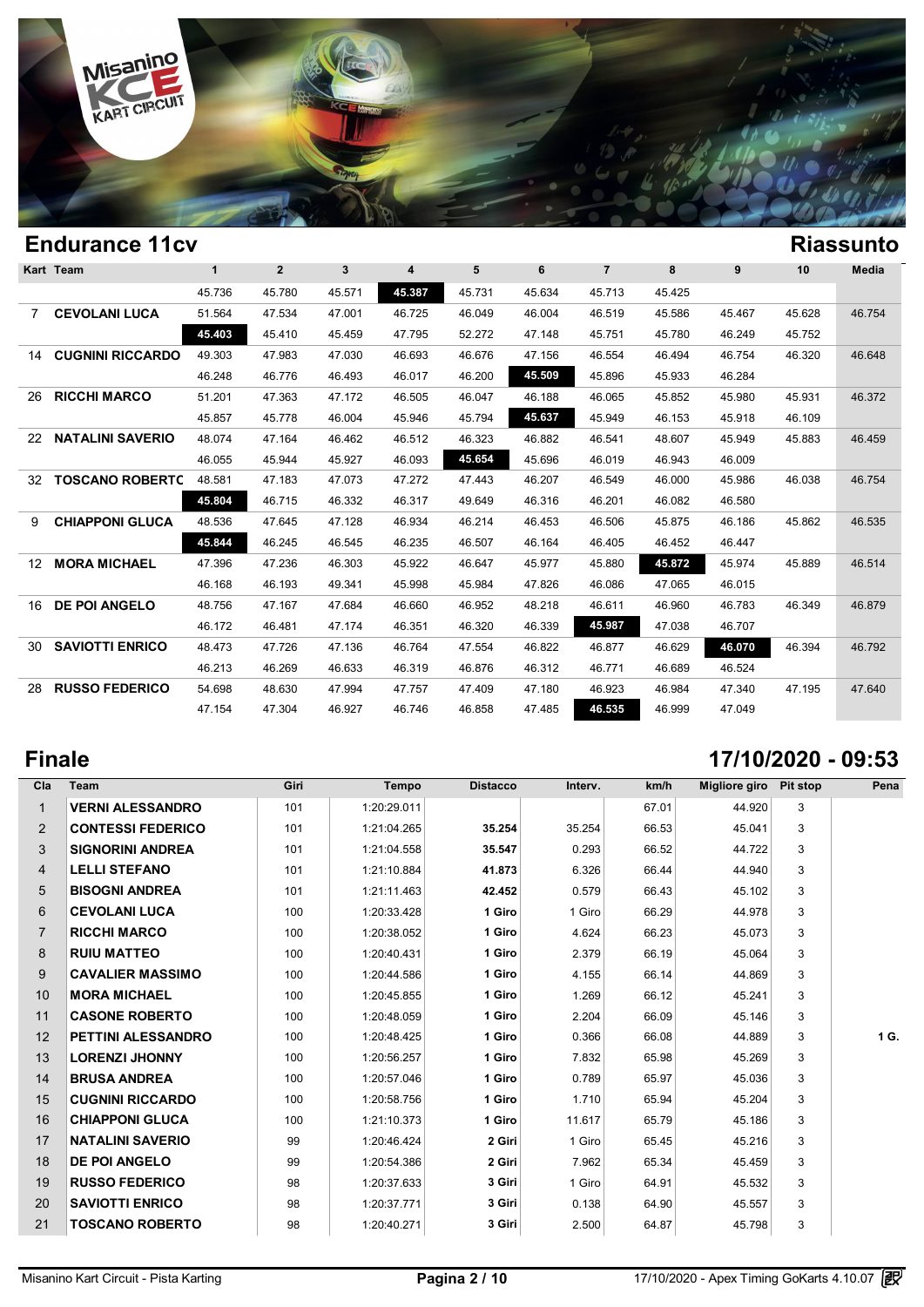## Endurance 11cv

## Riassunto

| Kart | Team | 1 | 2 | 3 | 4 | 5 | 6 | 7 | 8 | 9 | 10 | Media |
|---|---|---|---|---|---|---|---|---|---|---|---|---|
| | | 45.736 | 45.780 | 45.571 | **45.387** | 45.731 | 45.634 | 45.713 | 45.425 | | | |
| 7 | **CEVOLANI LUCA** | 51.564 | 47.534 | 47.001 | 46.725 | 46.049 | 46.004 | 46.519 | 45.586 | 45.467 | 45.628 | 46.754 |
| | | **45.403** | 45.410 | 45.459 | 47.795 | 52.272 | 47.148 | 45.751 | 45.780 | 46.249 | 45.752 | |
| 14 | **CUGNINI RICCARDO** | 49.303 | 47.983 | 47.030 | 46.693 | 46.676 | 47.156 | 46.554 | 46.494 | 46.754 | 46.320 | 46.648 |
| | | 46.248 | 46.776 | 46.493 | 46.017 | 46.200 | **45.509** | 45.896 | 45.933 | 46.284 | | |
| 26 | **RICCHI MARCO** | 51.201 | 47.363 | 47.172 | 46.505 | 46.047 | 46.188 | 46.065 | 45.852 | 45.980 | 45.931 | 46.372 |
| | | 45.857 | 45.778 | 46.004 | 45.946 | 45.794 | **45.637** | 45.949 | 46.153 | 45.918 | 46.109 | |
| 22 | **NATALINI SAVERIO** | 48.074 | 47.164 | 46.462 | 46.512 | 46.323 | 46.882 | 46.541 | 48.607 | 45.949 | 45.883 | 46.459 |
| | | 46.055 | 45.944 | 45.927 | 46.093 | **45.654** | 45.696 | 46.019 | 46.943 | 46.009 | | |
| 32 | **TOSCANO ROBERTC** | 48.581 | 47.183 | 47.073 | 47.272 | 47.443 | 46.207 | 46.549 | 46.000 | 45.986 | 46.038 | 46.754 |
| | | **45.804** | 46.715 | 46.332 | 46.317 | 49.649 | 46.316 | 46.201 | 46.082 | 46.580 | | |
| 9 | **CHIAPPONI GLUCA** | 48.536 | 47.645 | 47.128 | 46.934 | 46.214 | 46.453 | 46.506 | 45.875 | 46.186 | 45.862 | 46.535 |
| | | **45.844** | 46.245 | 46.545 | 46.235 | 46.507 | 46.164 | 46.405 | 46.452 | 46.447 | | |
| 12 | **MORA MICHAEL** | 47.396 | 47.236 | 46.303 | 45.922 | 46.647 | 45.977 | 45.880 | **45.872** | 45.974 | 45.889 | 46.514 |
| | | 46.168 | 46.193 | 49.341 | 45.998 | 45.984 | 47.826 | 46.086 | 47.065 | 46.015 | | |
| 16 | **DE POI ANGELO** | 48.756 | 47.167 | 47.684 | 46.660 | 46.952 | 48.218 | 46.611 | 46.960 | 46.783 | 46.349 | 46.879 |
| | | 46.172 | 46.481 | 47.174 | 46.351 | 46.320 | 46.339 | **45.987** | 47.038 | 46.707 | | |
| 30 | **SAVIOTTI ENRICO** | 48.473 | 47.726 | 47.136 | 46.764 | 47.554 | 46.822 | 46.877 | 46.629 | **46.070** | 46.394 | 46.792 |
| | | 46.213 | 46.269 | 46.633 | 46.319 | 46.876 | 46.312 | 46.771 | 46.689 | 46.524 | | |
| 28 | **RUSSO FEDERICO** | 54.698 | 48.630 | 47.994 | 47.757 | 47.409 | 47.180 | 46.923 | 46.984 | 47.340 | 47.195 | 47.640 |
| | | 47.154 | 47.304 | 46.927 | 46.746 | 46.858 | 47.485 | **46.535** | 46.999 | 47.049 | | |

## Finale

## 17/10/2020 - 09:53

| Cla | Team | Giri | Tempo | Distacco | Interv. | km/h | Migliore giro | Pit stop | Pena |
|---|---|---|---|---|---|---|---|---|---|
| 1 | **VERNI ALESSANDRO** | 101 | 1:20:29.011 | | | 67.01 | 44.920 | 3 | |
| 2 | **CONTESSI FEDERICO** | 101 | 1:21:04.265 | **35.254** | 35.254 | 66.53 | 45.041 | 3 | |
| 3 | **SIGNORINI ANDREA** | 101 | 1:21:04.558 | **35.547** | 0.293 | 66.52 | 44.722 | 3 | |
| 4 | **LELLI STEFANO** | 101 | 1:21:10.884 | **41.873** | 6.326 | 66.44 | 44.940 | 3 | |
| 5 | **BISOGNI ANDREA** | 101 | 1:21:11.463 | **42.452** | 0.579 | 66.43 | 45.102 | 3 | |
| 6 | **CEVOLANI LUCA** | 100 | 1:20:33.428 | **1 Giro** | 1 Giro | 66.29 | 44.978 | 3 | |
| 7 | **RICCHI MARCO** | 100 | 1:20:38.052 | **1 Giro** | 4.624 | 66.23 | 45.073 | 3 | |
| 8 | **RUIU MATTEO** | 100 | 1:20:40.431 | **1 Giro** | 2.379 | 66.19 | 45.064 | 3 | |
| 9 | **CAVALIER MASSIMO** | 100 | 1:20:44.586 | **1 Giro** | 4.155 | 66.14 | 44.869 | 3 | |
| 10 | **MORA MICHAEL** | 100 | 1:20:45.855 | **1 Giro** | 1.269 | 66.12 | 45.241 | 3 | |
| 11 | **CASONE ROBERTO** | 100 | 1:20:48.059 | **1 Giro** | 2.204 | 66.09 | 45.146 | 3 | |
| 12 | **PETTINI ALESSANDRO** | 100 | 1:20:48.425 | **1 Giro** | 0.366 | 66.08 | 44.889 | 3 | **1 G.** |
| 13 | **LORENZI JHONNY** | 100 | 1:20:56.257 | **1 Giro** | 7.832 | 65.98 | 45.269 | 3 | |
| 14 | **BRUSA ANDREA** | 100 | 1:20:57.046 | **1 Giro** | 0.789 | 65.97 | 45.036 | 3 | |
| 15 | **CUGNINI RICCARDO** | 100 | 1:20:58.756 | **1 Giro** | 1.710 | 65.94 | 45.204 | 3 | |
| 16 | **CHIAPPONI GLUCA** | 100 | 1:21:10.373 | **1 Giro** | 11.617 | 65.79 | 45.186 | 3 | |
| 17 | **NATALINI SAVERIO** | 99 | 1:20:46.424 | **2 Giri** | 1 Giro | 65.45 | 45.216 | 3 | |
| 18 | **DE POI ANGELO** | 99 | 1:20:54.386 | **2 Giri** | 7.962 | 65.34 | 45.459 | 3 | |
| 19 | **RUSSO FEDERICO** | 98 | 1:20:37.633 | **3 Giri** | 1 Giro | 64.91 | 45.532 | 3 | |
| 20 | **SAVIOTTI ENRICO** | 98 | 1:20:37.771 | **3 Giri** | 0.138 | 64.90 | 45.557 | 3 | |
| 21 | **TOSCANO ROBERTO** | 98 | 1:20:40.271 | **3 Giri** | 2.500 | 64.87 | 45.798 | 3 | |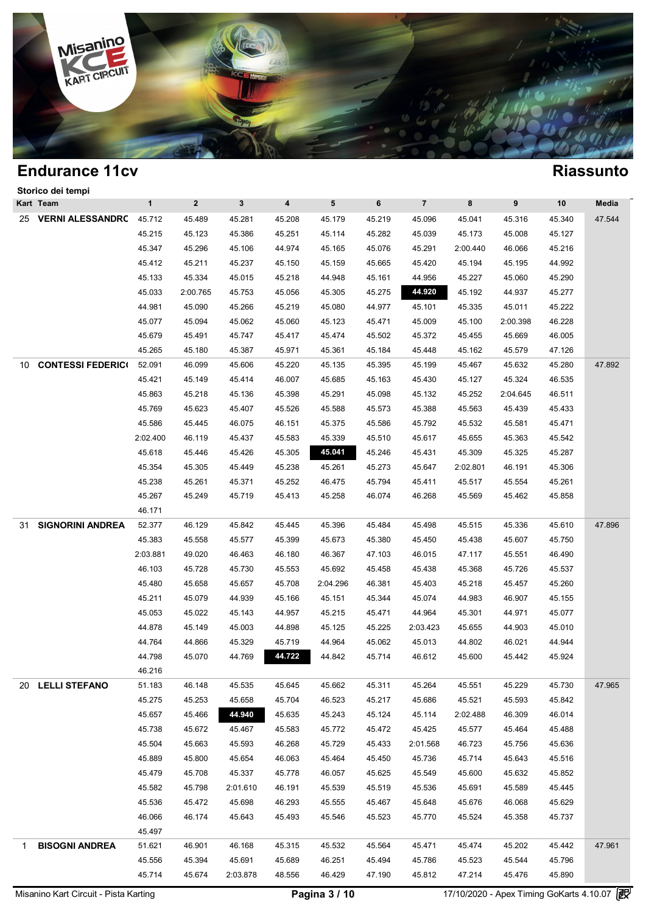# Endurance 11cv

## Riassunto

### Storico dei tempi

| Kart | Team | 1 | 2 | 3 | 4 | 5 | 6 | 7 | 8 | 9 | 10 | Media |
|---|---|---|---|---|---|---|---|---|---|---|---|---|
| 25 | VERNI ALESSANDRC | 45.712 | 45.489 | 45.281 | 45.208 | 45.179 | 45.219 | 45.096 | 45.041 | 45.316 | 45.340 | 47.544 |
| | | 45.215 | 45.123 | 45.386 | 45.251 | 45.114 | 45.282 | 45.039 | 45.173 | 45.008 | 45.127 | |
| | | 45.347 | 45.296 | 45.106 | 44.974 | 45.165 | 45.076 | 45.291 | 2:00.440 | 46.066 | 45.216 | |
| | | 45.412 | 45.211 | 45.237 | 45.150 | 45.159 | 45.665 | 45.420 | 45.194 | 45.195 | 44.992 | |
| | | 45.133 | 45.334 | 45.015 | 45.218 | 44.948 | 45.161 | 44.956 | 45.227 | 45.060 | 45.290 | |
| | | 45.033 | 2:00.765 | 45.753 | 45.056 | 45.305 | 45.275 | **44.920** | 45.192 | 44.937 | 45.277 | |
| | | 44.981 | 45.090 | 45.266 | 45.219 | 45.080 | 44.977 | 45.101 | 45.335 | 45.011 | 45.222 | |
| | | 45.077 | 45.094 | 45.062 | 45.060 | 45.123 | 45.471 | 45.009 | 45.100 | 2:00.398 | 46.228 | |
| | | 45.679 | 45.491 | 45.747 | 45.417 | 45.474 | 45.502 | 45.372 | 45.455 | 45.669 | 46.005 | |
| | | 45.265 | 45.180 | 45.387 | 45.971 | 45.361 | 45.184 | 45.448 | 45.162 | 45.579 | 47.126 | |
| 10 | CONTESSI FEDERICO | 52.091 | 46.099 | 45.606 | 45.220 | 45.135 | 45.395 | 45.199 | 45.467 | 45.632 | 45.280 | 47.892 |
| | | 45.421 | 45.149 | 45.414 | 46.007 | 45.685 | 45.163 | 45.430 | 45.127 | 45.324 | 46.535 | |
| | | 45.863 | 45.218 | 45.136 | 45.398 | 45.291 | 45.098 | 45.132 | 45.252 | 2:04.645 | 46.511 | |
| | | 45.769 | 45.623 | 45.407 | 45.526 | 45.588 | 45.573 | 45.388 | 45.563 | 45.439 | 45.433 | |
| | | 45.586 | 45.445 | 46.075 | 46.151 | 45.375 | 45.586 | 45.792 | 45.532 | 45.581 | 45.471 | |
| | | 2:02.400 | 46.119 | 45.437 | 45.583 | 45.339 | 45.510 | 45.617 | 45.655 | 45.363 | 45.542 | |
| | | 45.618 | 45.446 | 45.426 | 45.305 | **45.041** | 45.246 | 45.431 | 45.309 | 45.325 | 45.287 | |
| | | 45.354 | 45.305 | 45.449 | 45.238 | 45.261 | 45.273 | 45.647 | 2:02.801 | 46.191 | 45.306 | |
| | | 45.238 | 45.261 | 45.371 | 45.252 | 46.475 | 45.794 | 45.411 | 45.517 | 45.554 | 45.261 | |
| | | 45.267 | 45.249 | 45.719 | 45.413 | 45.258 | 46.074 | 46.268 | 45.569 | 45.462 | 45.858 | |
| | | 46.171 | | | | | | | | | | |
| 31 | SIGNORINI ANDREA | 52.377 | 46.129 | 45.842 | 45.445 | 45.396 | 45.484 | 45.498 | 45.515 | 45.336 | 45.610 | 47.896 |
| | | 45.383 | 45.558 | 45.577 | 45.399 | 45.673 | 45.380 | 45.450 | 45.438 | 45.607 | 45.750 | |
| | | 2:03.881 | 49.020 | 46.463 | 46.180 | 46.367 | 47.103 | 46.015 | 47.117 | 45.551 | 46.490 | |
| | | 46.103 | 45.728 | 45.730 | 45.553 | 45.692 | 45.458 | 45.438 | 45.368 | 45.726 | 45.537 | |
| | | 45.480 | 45.658 | 45.657 | 45.708 | 2:04.296 | 46.381 | 45.403 | 45.218 | 45.457 | 45.260 | |
| | | 45.211 | 45.079 | 44.939 | 45.166 | 45.151 | 45.344 | 45.074 | 44.983 | 46.907 | 45.155 | |
| | | 45.053 | 45.022 | 45.143 | 44.957 | 45.215 | 45.471 | 44.964 | 45.301 | 44.971 | 45.077 | |
| | | 44.878 | 45.149 | 45.003 | 44.898 | 45.125 | 45.225 | 2:03.423 | 45.655 | 44.903 | 45.010 | |
| | | 44.764 | 44.866 | 45.329 | 45.719 | 44.964 | 45.062 | 45.013 | 44.802 | 46.021 | 44.944 | |
| | | 44.798 | 45.070 | 44.769 | **44.722** | 44.842 | 45.714 | 46.612 | 45.600 | 45.442 | 45.924 | |
| | | 46.216 | | | | | | | | | | |
| 20 | LELLI STEFANO | 51.183 | 46.148 | 45.535 | 45.645 | 45.662 | 45.311 | 45.264 | 45.551 | 45.229 | 45.730 | 47.965 |
| | | 45.275 | 45.253 | 45.658 | 45.704 | 46.523 | 45.217 | 45.686 | 45.521 | 45.593 | 45.842 | |
| | | 45.657 | 45.466 | **44.940** | 45.635 | 45.243 | 45.124 | 45.114 | 2:02.488 | 46.309 | 46.014 | |
| | | 45.738 | 45.672 | 45.467 | 45.583 | 45.772 | 45.472 | 45.425 | 45.577 | 45.464 | 45.488 | |
| | | 45.504 | 45.663 | 45.593 | 46.268 | 45.729 | 45.433 | 2:01.568 | 46.723 | 45.756 | 45.636 | |
| | | 45.889 | 45.800 | 45.654 | 46.063 | 45.464 | 45.450 | 45.736 | 45.714 | 45.643 | 45.516 | |
| | | 45.479 | 45.708 | 45.337 | 45.778 | 46.057 | 45.625 | 45.549 | 45.600 | 45.632 | 45.852 | |
| | | 45.582 | 45.798 | 2:01.610 | 46.191 | 45.539 | 45.519 | 45.536 | 45.691 | 45.589 | 45.445 | |
| | | 45.536 | 45.472 | 45.698 | 46.293 | 45.555 | 45.467 | 45.648 | 45.676 | 46.068 | 45.629 | |
| | | 46.066 | 46.174 | 45.643 | 45.493 | 45.546 | 45.523 | 45.770 | 45.524 | 45.358 | 45.737 | |
| | | 45.497 | | | | | | | | | | |
| 1 | BISOGNI ANDREA | 51.621 | 46.901 | 46.168 | 45.315 | 45.532 | 45.564 | 45.471 | 45.474 | 45.202 | 45.442 | 47.961 |
| | | 45.556 | 45.394 | 45.691 | 45.689 | 46.251 | 45.494 | 45.786 | 45.523 | 45.544 | 45.796 | |
| | | 45.714 | 45.674 | 2:03.878 | 48.556 | 46.429 | 47.190 | 45.812 | 47.214 | 45.476 | 45.890 | |

Misanino Kart Circuit - Pista Karting — 17/10/2020 - Apex Timing GoKarts 4.10.07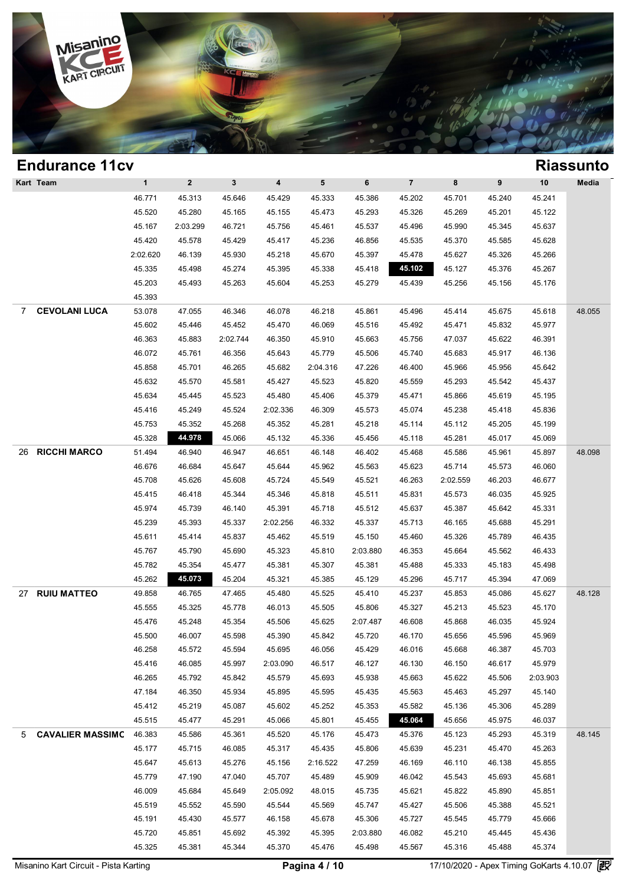## Endurance 11cv

## Riassunto

| Kart | Team | 1 | 2 | 3 | 4 | 5 | 6 | 7 | 8 | 9 | 10 | Media |
|---|---|---|---|---|---|---|---|---|---|---|---|---|
| | | 46.771 | 45.313 | 45.646 | 45.429 | 45.333 | 45.386 | 45.202 | 45.701 | 45.240 | 45.241 | |
| | | 45.520 | 45.280 | 45.165 | 45.155 | 45.473 | 45.293 | 45.326 | 45.269 | 45.201 | 45.122 | |
| | | 45.167 | 2:03.299 | 46.721 | 45.756 | 45.461 | 45.537 | 45.496 | 45.990 | 45.345 | 45.637 | |
| | | 45.420 | 45.578 | 45.429 | 45.417 | 45.236 | 46.856 | 45.535 | 45.370 | 45.585 | 45.628 | |
| | | 2:02.620 | 46.139 | 45.930 | 45.218 | 45.670 | 45.397 | 45.478 | 45.627 | 45.326 | 45.266 | |
| | | 45.335 | 45.498 | 45.274 | 45.395 | 45.338 | 45.418 | **45.102** | 45.127 | 45.376 | 45.267 | |
| | | 45.203 | 45.493 | 45.263 | 45.604 | 45.253 | 45.279 | 45.439 | 45.256 | 45.156 | 45.176 | |
| | | 45.393 | | | | | | | | | | |
| 7 | **CEVOLANI LUCA** | 53.078 | 47.055 | 46.346 | 46.078 | 46.218 | 45.861 | 45.496 | 45.414 | 45.675 | 45.618 | 48.055 |
| | | 45.602 | 45.446 | 45.452 | 45.470 | 46.069 | 45.516 | 45.492 | 45.471 | 45.832 | 45.977 | |
| | | 46.363 | 45.883 | 2:02.744 | 46.350 | 45.910 | 45.663 | 45.756 | 47.037 | 45.622 | 46.391 | |
| | | 46.072 | 45.761 | 46.356 | 45.643 | 45.779 | 45.506 | 45.740 | 45.683 | 45.917 | 46.136 | |
| | | 45.858 | 45.701 | 46.265 | 45.682 | 2:04.316 | 47.226 | 46.400 | 45.966 | 45.956 | 45.642 | |
| | | 45.632 | 45.570 | 45.581 | 45.427 | 45.523 | 45.820 | 45.559 | 45.293 | 45.542 | 45.437 | |
| | | 45.634 | 45.445 | 45.523 | 45.480 | 45.406 | 45.379 | 45.471 | 45.866 | 45.619 | 45.195 | |
| | | 45.416 | 45.249 | 45.524 | 2:02.336 | 46.309 | 45.573 | 45.074 | 45.238 | 45.418 | 45.836 | |
| | | 45.753 | 45.352 | 45.268 | 45.352 | 45.281 | 45.218 | 45.114 | 45.112 | 45.205 | 45.199 | |
| | | 45.328 | **44.978** | 45.066 | 45.132 | 45.336 | 45.456 | 45.118 | 45.281 | 45.017 | 45.069 | |
| 26 | **RICCHI MARCO** | 51.494 | 46.940 | 46.947 | 46.651 | 46.148 | 46.402 | 45.468 | 45.586 | 45.961 | 45.897 | 48.098 |
| | | 46.676 | 46.684 | 45.647 | 45.644 | 45.962 | 45.563 | 45.623 | 45.714 | 45.573 | 46.060 | |
| | | 45.708 | 45.626 | 45.608 | 45.724 | 45.549 | 45.521 | 46.263 | 2:02.559 | 46.203 | 46.677 | |
| | | 45.415 | 46.418 | 45.344 | 45.346 | 45.818 | 45.511 | 45.831 | 45.573 | 46.035 | 45.925 | |
| | | 45.974 | 45.739 | 46.140 | 45.391 | 45.718 | 45.512 | 45.637 | 45.387 | 45.642 | 45.331 | |
| | | 45.239 | 45.393 | 45.337 | 2:02.256 | 46.332 | 45.337 | 45.713 | 46.165 | 45.688 | 45.291 | |
| | | 45.611 | 45.414 | 45.837 | 45.462 | 45.519 | 45.150 | 45.460 | 45.326 | 45.789 | 46.435 | |
| | | 45.767 | 45.790 | 45.690 | 45.323 | 45.810 | 2:03.880 | 46.353 | 45.664 | 45.562 | 46.433 | |
| | | 45.782 | 45.354 | 45.477 | 45.381 | 45.307 | 45.381 | 45.488 | 45.333 | 45.183 | 45.498 | |
| | | 45.262 | **45.073** | 45.204 | 45.321 | 45.385 | 45.129 | 45.296 | 45.717 | 45.394 | 47.069 | |
| 27 | **RUIU MATTEO** | 49.858 | 46.765 | 47.465 | 45.480 | 45.525 | 45.410 | 45.237 | 45.853 | 45.086 | 45.627 | 48.128 |
| | | 45.555 | 45.325 | 45.778 | 46.013 | 45.505 | 45.806 | 45.327 | 45.213 | 45.523 | 45.170 | |
| | | 45.476 | 45.248 | 45.354 | 45.506 | 45.625 | 2:07.487 | 46.608 | 45.868 | 46.035 | 45.924 | |
| | | 45.500 | 46.007 | 45.598 | 45.390 | 45.842 | 45.720 | 46.170 | 45.656 | 45.596 | 45.969 | |
| | | 46.258 | 45.572 | 45.594 | 45.695 | 46.056 | 45.429 | 46.016 | 45.668 | 46.387 | 45.703 | |
| | | 45.416 | 46.085 | 45.997 | 2:03.090 | 46.517 | 46.127 | 46.130 | 46.150 | 46.617 | 45.979 | |
| | | 46.265 | 45.792 | 45.842 | 45.579 | 45.693 | 45.938 | 45.663 | 45.622 | 45.506 | 2:03.903 | |
| | | 47.184 | 46.350 | 45.934 | 45.895 | 45.595 | 45.435 | 45.563 | 45.463 | 45.297 | 45.140 | |
| | | 45.412 | 45.219 | 45.087 | 45.602 | 45.252 | 45.353 | 45.582 | 45.136 | 45.306 | 45.289 | |
| | | 45.515 | 45.477 | 45.291 | 45.066 | 45.801 | 45.455 | **45.064** | 45.656 | 45.975 | 46.037 | |
| 5 | **CAVALIER MASSIMC** | 46.383 | 45.586 | 45.361 | 45.520 | 45.176 | 45.473 | 45.376 | 45.123 | 45.293 | 45.319 | 48.145 |
| | | 45.177 | 45.715 | 46.085 | 45.317 | 45.435 | 45.806 | 45.639 | 45.231 | 45.470 | 45.263 | |
| | | 45.647 | 45.613 | 45.276 | 45.156 | 2:16.522 | 47.259 | 46.169 | 46.110 | 46.138 | 45.855 | |
| | | 45.779 | 47.190 | 47.040 | 45.707 | 45.489 | 45.909 | 46.042 | 45.543 | 45.693 | 45.681 | |
| | | 46.009 | 45.684 | 45.649 | 2:05.092 | 48.015 | 45.735 | 45.621 | 45.822 | 45.890 | 45.851 | |
| | | 45.519 | 45.552 | 45.590 | 45.544 | 45.569 | 45.747 | 45.427 | 45.506 | 45.388 | 45.521 | |
| | | 45.191 | 45.430 | 45.577 | 46.158 | 45.678 | 45.306 | 45.727 | 45.545 | 45.779 | 45.666 | |
| | | 45.720 | 45.851 | 45.692 | 45.392 | 45.395 | 2:03.880 | 46.082 | 45.210 | 45.445 | 45.436 | |
| | | 45.325 | 45.381 | 45.344 | 45.370 | 45.476 | 45.498 | 45.567 | 45.316 | 45.488 | 45.374 | |

Misanino Kart Circuit - Pista Karting — 17/10/2020 - Apex Timing GoKarts 4.10.07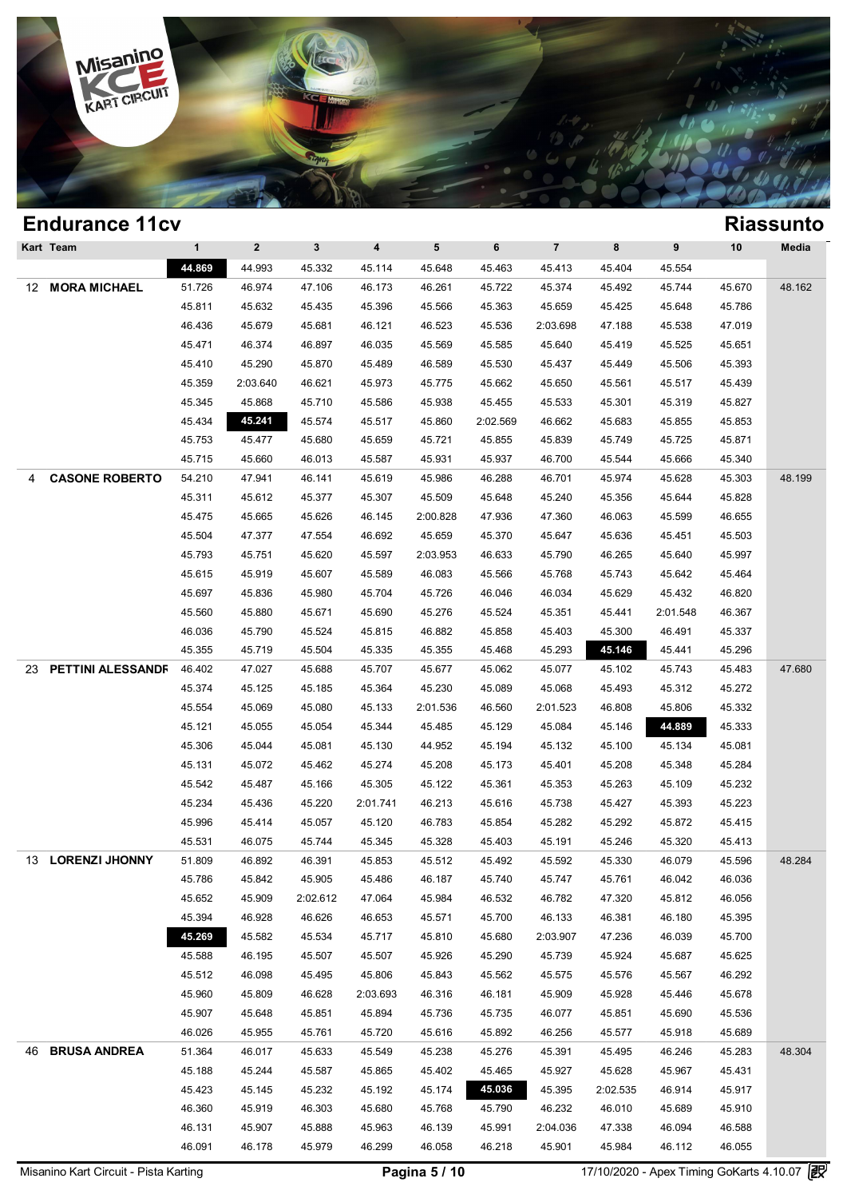## Endurance 11cv

## Riassunto

| Kart | Team | 1 | 2 | 3 | 4 | 5 | 6 | 7 | 8 | 9 | 10 | Media |
|---|---|---|---|---|---|---|---|---|---|---|---|---|
| | | **44.869** | 44.993 | 45.332 | 45.114 | 45.648 | 45.463 | 45.413 | 45.404 | 45.554 | | |
| 12 | **MORA MICHAEL** | 51.726 | 46.974 | 47.106 | 46.173 | 46.261 | 45.722 | 45.374 | 45.492 | 45.744 | 45.670 | 48.162 |
| | | 45.811 | 45.632 | 45.435 | 45.396 | 45.566 | 45.363 | 45.659 | 45.425 | 45.648 | 45.786 | |
| | | 46.436 | 45.679 | 45.681 | 46.121 | 46.523 | 45.536 | 2:03.698 | 47.188 | 45.538 | 47.019 | |
| | | 45.471 | 46.374 | 46.897 | 46.035 | 45.569 | 45.585 | 45.640 | 45.419 | 45.525 | 45.651 | |
| | | 45.410 | 45.290 | 45.870 | 45.489 | 46.589 | 45.530 | 45.437 | 45.449 | 45.506 | 45.393 | |
| | | 45.359 | 2:03.640 | 46.621 | 45.973 | 45.775 | 45.662 | 45.650 | 45.561 | 45.517 | 45.439 | |
| | | 45.345 | 45.868 | 45.710 | 45.586 | 45.938 | 45.455 | 45.533 | 45.301 | 45.319 | 45.827 | |
| | | 45.434 | **45.241** | 45.574 | 45.517 | 45.860 | 2:02.569 | 46.662 | 45.683 | 45.855 | 45.853 | |
| | | 45.753 | 45.477 | 45.680 | 45.659 | 45.721 | 45.855 | 45.839 | 45.749 | 45.725 | 45.871 | |
| | | 45.715 | 45.660 | 46.013 | 45.587 | 45.931 | 45.937 | 46.700 | 45.544 | 45.666 | 45.340 | |
| 4 | **CASONE ROBERTO** | 54.210 | 47.941 | 46.141 | 45.619 | 45.986 | 46.288 | 46.701 | 45.974 | 45.628 | 45.303 | 48.199 |
| | | 45.311 | 45.612 | 45.377 | 45.307 | 45.509 | 45.648 | 45.240 | 45.356 | 45.644 | 45.828 | |
| | | 45.475 | 45.665 | 45.626 | 46.145 | 2:00.828 | 47.936 | 47.360 | 46.063 | 45.599 | 46.655 | |
| | | 45.504 | 47.377 | 47.554 | 46.692 | 45.659 | 45.370 | 45.647 | 45.636 | 45.451 | 45.503 | |
| | | 45.793 | 45.751 | 45.620 | 45.597 | 2:03.953 | 46.633 | 45.790 | 46.265 | 45.640 | 45.997 | |
| | | 45.615 | 45.919 | 45.607 | 45.589 | 46.083 | 45.566 | 45.768 | 45.743 | 45.642 | 45.464 | |
| | | 45.697 | 45.836 | 45.980 | 45.704 | 45.726 | 46.046 | 46.034 | 45.629 | 45.432 | 46.820 | |
| | | 45.560 | 45.880 | 45.671 | 45.690 | 45.276 | 45.524 | 45.351 | 45.441 | 2:01.548 | 46.367 | |
| | | 46.036 | 45.790 | 45.524 | 45.815 | 46.882 | 45.858 | 45.403 | 45.300 | 46.491 | 45.337 | |
| | | 45.355 | 45.719 | 45.504 | 45.335 | 45.355 | 45.468 | 45.293 | **45.146** | 45.441 | 45.296 | |
| 23 | **PETTINI ALESSANDR** | 46.402 | 47.027 | 45.688 | 45.707 | 45.677 | 45.062 | 45.077 | 45.102 | 45.743 | 45.483 | 47.680 |
| | | 45.374 | 45.125 | 45.185 | 45.364 | 45.230 | 45.089 | 45.068 | 45.493 | 45.312 | 45.272 | |
| | | 45.554 | 45.069 | 45.080 | 45.133 | 2:01.536 | 46.560 | 2:01.523 | 46.808 | 45.806 | 45.332 | |
| | | 45.121 | 45.055 | 45.054 | 45.344 | 45.485 | 45.129 | 45.084 | 45.146 | **44.889** | 45.333 | |
| | | 45.306 | 45.044 | 45.081 | 45.130 | 44.952 | 45.194 | 45.132 | 45.100 | 45.134 | 45.081 | |
| | | 45.131 | 45.072 | 45.462 | 45.274 | 45.208 | 45.173 | 45.401 | 45.208 | 45.348 | 45.284 | |
| | | 45.542 | 45.487 | 45.166 | 45.305 | 45.122 | 45.361 | 45.353 | 45.263 | 45.109 | 45.232 | |
| | | 45.234 | 45.436 | 45.220 | 2:01.741 | 46.213 | 45.616 | 45.738 | 45.427 | 45.393 | 45.223 | |
| | | 45.996 | 45.414 | 45.057 | 45.120 | 46.783 | 45.854 | 45.282 | 45.292 | 45.872 | 45.415 | |
| | | 45.531 | 46.075 | 45.744 | 45.345 | 45.328 | 45.403 | 45.191 | 45.246 | 45.320 | 45.413 | |
| 13 | **LORENZI JHONNY** | 51.809 | 46.892 | 46.391 | 45.853 | 45.512 | 45.492 | 45.592 | 45.330 | 46.079 | 45.596 | 48.284 |
| | | 45.786 | 45.842 | 45.905 | 45.486 | 46.187 | 45.740 | 45.747 | 45.761 | 46.042 | 46.036 | |
| | | 45.652 | 45.909 | 2:02.612 | 47.064 | 45.984 | 46.532 | 46.782 | 47.320 | 45.812 | 46.056 | |
| | | 45.394 | 46.928 | 46.626 | 46.653 | 45.571 | 45.700 | 46.133 | 46.381 | 46.180 | 45.395 | |
| | | **45.269** | 45.582 | 45.534 | 45.717 | 45.810 | 45.680 | 2:03.907 | 47.236 | 46.039 | 45.700 | |
| | | 45.588 | 46.195 | 45.507 | 45.507 | 45.926 | 45.290 | 45.739 | 45.924 | 45.687 | 45.625 | |
| | | 45.512 | 46.098 | 45.495 | 45.806 | 45.843 | 45.562 | 45.575 | 45.576 | 45.567 | 46.292 | |
| | | 45.960 | 45.809 | 46.628 | 2:03.693 | 46.316 | 46.181 | 45.909 | 45.928 | 45.446 | 45.678 | |
| | | 45.907 | 45.648 | 45.851 | 45.894 | 45.736 | 45.735 | 46.077 | 45.851 | 45.690 | 45.536 | |
| | | 46.026 | 45.955 | 45.761 | 45.720 | 45.616 | 45.892 | 46.256 | 45.577 | 45.918 | 45.689 | |
| 46 | **BRUSA ANDREA** | 51.364 | 46.017 | 45.633 | 45.549 | 45.238 | 45.276 | 45.391 | 45.495 | 46.246 | 45.283 | 48.304 |
| | | 45.188 | 45.244 | 45.587 | 45.865 | 45.402 | 45.465 | 45.927 | 45.628 | 45.967 | 45.431 | |
| | | 45.423 | 45.145 | 45.232 | 45.192 | 45.174 | **45.036** | 45.395 | 2:02.535 | 46.914 | 45.917 | |
| | | 46.360 | 45.919 | 46.303 | 45.680 | 45.768 | 45.790 | 46.232 | 46.010 | 45.689 | 45.910 | |
| | | 46.131 | 45.907 | 45.888 | 45.963 | 46.139 | 45.991 | 2:04.036 | 47.338 | 46.094 | 46.588 | |
| | | 46.091 | 46.178 | 45.979 | 46.299 | 46.058 | 46.218 | 45.901 | 45.984 | 46.112 | 46.055 | |

Misanino Kart Circuit - Pista Karting — 17/10/2020 - Apex Timing GoKarts 4.10.07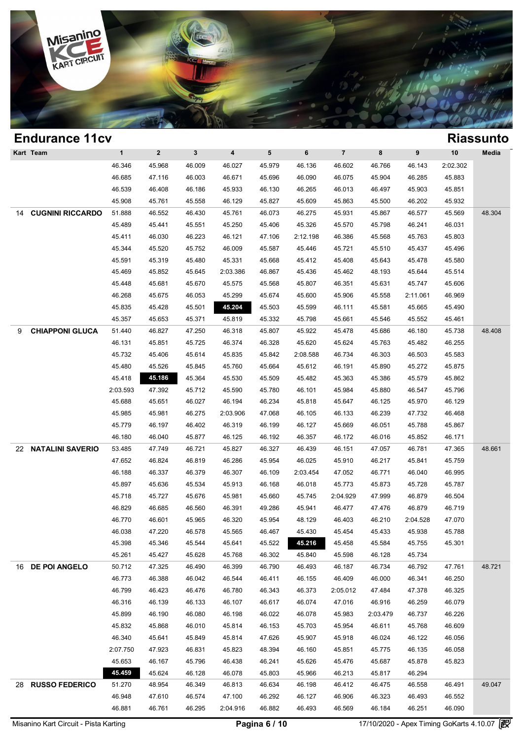## Endurance 11cv

## Riassunto

| Kart | Team | 1 | 2 | 3 | 4 | 5 | 6 | 7 | 8 | 9 | 10 | Media |
|---|---|---|---|---|---|---|---|---|---|---|---|---|
| | | 46.346 | 45.968 | 46.009 | 46.027 | 45.979 | 46.136 | 46.602 | 46.766 | 46.143 | 2:02.302 | |
| | | 46.685 | 47.116 | 46.003 | 46.671 | 45.696 | 46.090 | 46.075 | 45.904 | 46.285 | 45.883 | |
| | | 46.539 | 46.408 | 46.186 | 45.933 | 46.130 | 46.265 | 46.013 | 46.497 | 45.903 | 45.851 | |
| | | 45.908 | 45.761 | 45.558 | 46.129 | 45.827 | 45.609 | 45.863 | 45.500 | 46.202 | 45.932 | |
| 14 | **CUGNINI RICCARDO** | 51.888 | 46.552 | 46.430 | 45.761 | 46.073 | 46.275 | 45.931 | 45.867 | 46.577 | 45.569 | 48.304 |
| | | 45.489 | 45.441 | 45.551 | 45.250 | 45.406 | 45.326 | 45.570 | 45.798 | 46.241 | 46.031 | |
| | | 45.411 | 46.030 | 46.223 | 46.121 | 47.106 | 2:12.198 | 46.386 | 45.568 | 45.763 | 45.803 | |
| | | 45.344 | 45.520 | 45.752 | 46.009 | 45.587 | 45.446 | 45.721 | 45.510 | 45.437 | 45.496 | |
| | | 45.591 | 45.319 | 45.480 | 45.331 | 45.668 | 45.412 | 45.408 | 45.643 | 45.478 | 45.580 | |
| | | 45.469 | 45.852 | 45.645 | 2:03.386 | 46.867 | 45.436 | 45.462 | 48.193 | 45.644 | 45.514 | |
| | | 45.448 | 45.681 | 45.670 | 45.575 | 45.568 | 45.807 | 46.351 | 45.631 | 45.747 | 45.606 | |
| | | 46.268 | 45.675 | 46.053 | 45.299 | 45.674 | 45.600 | 45.906 | 45.558 | 2:11.061 | 46.969 | |
| | | 45.835 | 45.428 | 45.501 | **45.204** | 45.503 | 45.599 | 46.111 | 45.581 | 45.665 | 45.490 | |
| | | 45.357 | 45.653 | 45.371 | 45.819 | 45.332 | 45.798 | 45.661 | 45.546 | 45.552 | 45.461 | |
| 9 | **CHIAPPONI GLUCA** | 51.440 | 46.827 | 47.250 | 46.318 | 45.807 | 45.922 | 45.478 | 45.686 | 46.180 | 45.738 | 48.408 |
| | | 46.131 | 45.851 | 45.725 | 46.374 | 46.328 | 45.620 | 45.624 | 45.763 | 45.482 | 46.255 | |
| | | 45.732 | 45.406 | 45.614 | 45.835 | 45.842 | 2:08.588 | 46.734 | 46.303 | 46.503 | 45.583 | |
| | | 45.480 | 45.526 | 45.845 | 45.760 | 45.664 | 45.612 | 46.191 | 45.890 | 45.272 | 45.875 | |
| | | 45.418 | **45.186** | 45.364 | 45.530 | 45.509 | 45.482 | 45.363 | 45.386 | 45.579 | 45.862 | |
| | | 2:03.593 | 47.392 | 45.712 | 45.590 | 45.780 | 46.101 | 45.984 | 45.880 | 46.547 | 45.796 | |
| | | 45.688 | 45.651 | 46.027 | 46.194 | 46.234 | 45.818 | 45.647 | 46.125 | 45.970 | 46.129 | |
| | | 45.985 | 45.981 | 46.275 | 2:03.906 | 47.068 | 46.105 | 46.133 | 46.239 | 47.732 | 46.468 | |
| | | 45.779 | 46.197 | 46.402 | 46.319 | 46.199 | 46.127 | 45.669 | 46.051 | 45.788 | 45.867 | |
| | | 46.180 | 46.040 | 45.877 | 46.125 | 46.192 | 46.357 | 46.172 | 46.016 | 45.852 | 46.171 | |
| 22 | **NATALINI SAVERIO** | 53.485 | 47.749 | 46.721 | 45.827 | 46.327 | 46.439 | 46.151 | 47.057 | 46.781 | 47.365 | 48.661 |
| | | 47.652 | 46.824 | 46.819 | 46.286 | 45.954 | 46.025 | 45.910 | 46.217 | 45.841 | 45.759 | |
| | | 46.188 | 46.337 | 46.379 | 46.307 | 46.109 | 2:03.454 | 47.052 | 46.771 | 46.040 | 46.995 | |
| | | 45.897 | 45.636 | 45.534 | 45.913 | 46.168 | 46.018 | 45.773 | 45.873 | 45.728 | 45.787 | |
| | | 45.718 | 45.727 | 45.676 | 45.981 | 45.660 | 45.745 | 2:04.929 | 47.999 | 46.879 | 46.504 | |
| | | 46.829 | 46.685 | 46.560 | 46.391 | 49.286 | 45.941 | 46.477 | 47.476 | 46.879 | 46.719 | |
| | | 46.770 | 46.601 | 45.965 | 46.320 | 45.954 | 48.129 | 46.403 | 46.210 | 2:04.528 | 47.070 | |
| | | 46.038 | 47.220 | 46.578 | 45.565 | 46.467 | 45.430 | 45.454 | 45.433 | 45.938 | 45.788 | |
| | | 45.398 | 45.346 | 45.544 | 45.641 | 45.522 | **45.216** | 45.458 | 45.584 | 45.755 | 45.301 | |
| | | 45.261 | 45.427 | 45.628 | 45.768 | 46.302 | 45.840 | 45.598 | 46.128 | 45.734 | | |
| 16 | **DE POI ANGELO** | 50.712 | 47.325 | 46.490 | 46.399 | 46.790 | 46.493 | 46.187 | 46.734 | 46.792 | 47.761 | 48.721 |
| | | 46.773 | 46.388 | 46.042 | 46.544 | 46.411 | 46.155 | 46.409 | 46.000 | 46.341 | 46.250 | |
| | | 46.799 | 46.423 | 46.476 | 46.780 | 46.343 | 46.373 | 2:05.012 | 47.484 | 47.378 | 46.325 | |
| | | 46.316 | 46.139 | 46.133 | 46.107 | 46.617 | 46.074 | 47.016 | 46.916 | 46.259 | 46.079 | |
| | | 45.899 | 46.190 | 46.080 | 46.198 | 46.022 | 46.078 | 45.983 | 2:03.479 | 46.737 | 46.226 | |
| | | 45.832 | 45.868 | 46.010 | 45.814 | 46.153 | 45.703 | 45.954 | 46.611 | 45.768 | 46.609 | |
| | | 46.340 | 45.641 | 45.849 | 45.814 | 47.626 | 45.907 | 45.918 | 46.024 | 46.122 | 46.056 | |
| | | 2:07.750 | 47.923 | 46.831 | 45.823 | 48.394 | 46.160 | 45.851 | 45.775 | 46.135 | 46.058 | |
| | | 45.653 | 46.167 | 45.796 | 46.438 | 46.241 | 45.626 | 45.476 | 45.687 | 45.878 | 45.823 | |
| | | **45.459** | 45.624 | 46.128 | 46.078 | 45.803 | 45.966 | 46.213 | 45.817 | 46.294 | | |
| 28 | **RUSSO FEDERICO** | 51.270 | 48.954 | 46.349 | 46.813 | 46.634 | 46.198 | 46.412 | 46.475 | 46.558 | 46.491 | 49.047 |
| | | 46.948 | 47.610 | 46.574 | 47.100 | 46.292 | 46.127 | 46.906 | 46.323 | 46.493 | 46.552 | |
| | | 46.881 | 46.761 | 46.295 | 2:04.916 | 46.882 | 46.493 | 46.569 | 46.184 | 46.251 | 46.090 | |

Misanino Kart Circuit - Pista Karting | 17/10/2020 - Apex Timing GoKarts 4.10.07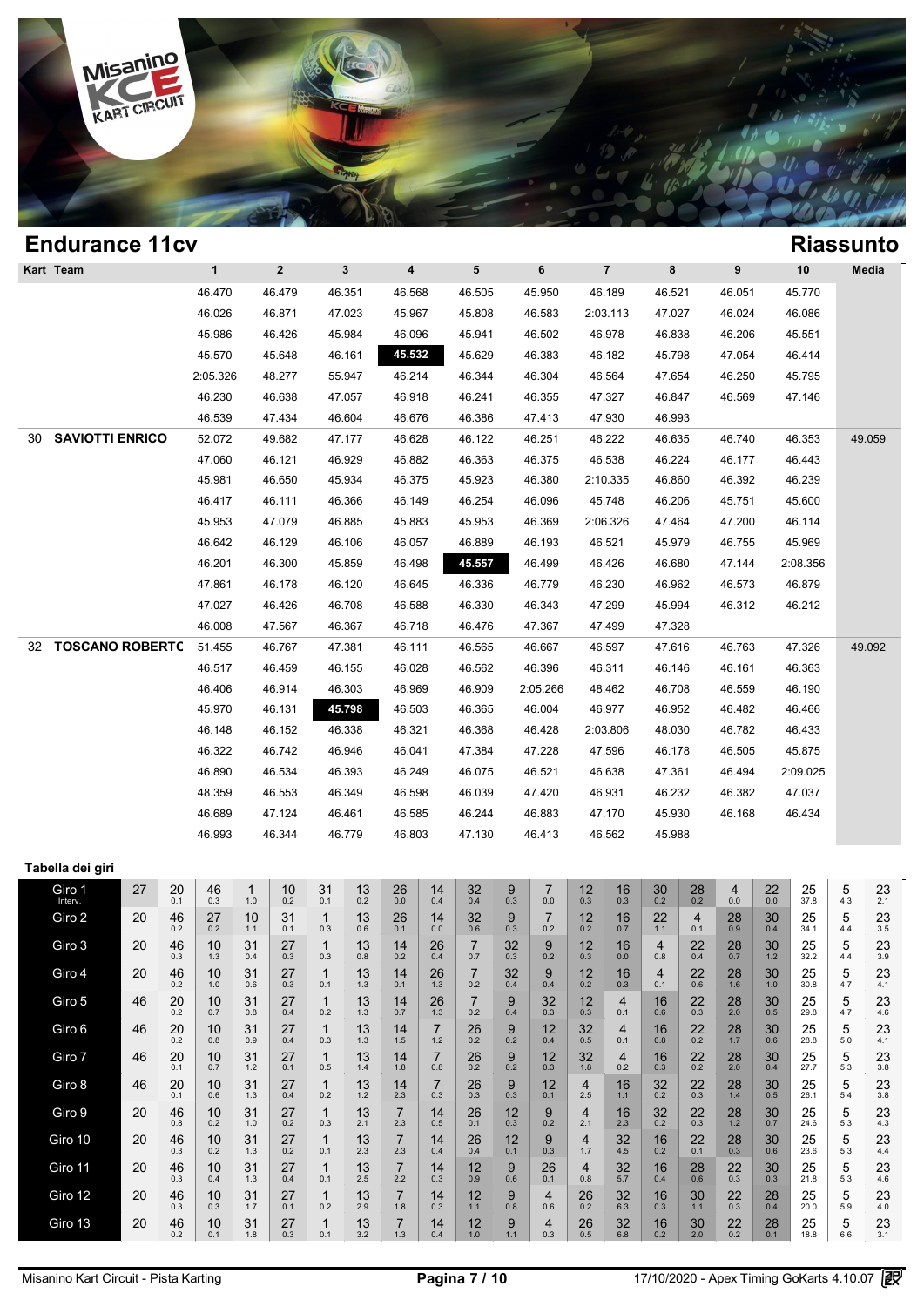## Endurance 11cv

## Riassunto

| Kart | Team | 1 | 2 | 3 | 4 | 5 | 6 | 7 | 8 | 9 | 10 | Media |
|---|---|---|---|---|---|---|---|---|---|---|---|---|
| | | 46.470 | 46.479 | 46.351 | 46.568 | 46.505 | 45.950 | 46.189 | 46.521 | 46.051 | 45.770 | |
| | | 46.026 | 46.871 | 47.023 | 45.967 | 45.808 | 46.583 | 2:03.113 | 47.027 | 46.024 | 46.086 | |
| | | 45.986 | 46.426 | 45.984 | 46.096 | 45.941 | 46.502 | 46.978 | 46.838 | 46.206 | 45.551 | |
| | | 45.570 | 45.648 | 46.161 | **45.532** | 45.629 | 46.383 | 46.182 | 45.798 | 47.054 | 46.414 | |
| | | 2:05.326 | 48.277 | 55.947 | 46.214 | 46.344 | 46.304 | 46.564 | 47.654 | 46.250 | 45.795 | |
| | | 46.230 | 46.638 | 47.057 | 46.918 | 46.241 | 46.355 | 47.327 | 46.847 | 46.569 | 47.146 | |
| | | 46.539 | 47.434 | 46.604 | 46.676 | 46.386 | 47.413 | 47.930 | 46.993 | | | |
| 30 | **SAVIOTTI ENRICO** | 52.072 | 49.682 | 47.177 | 46.628 | 46.122 | 46.251 | 46.222 | 46.635 | 46.740 | 46.353 | 49.059 |
| | | 47.060 | 46.121 | 46.929 | 46.882 | 46.363 | 46.375 | 46.538 | 46.224 | 46.177 | 46.443 | |
| | | 45.981 | 46.650 | 45.934 | 46.375 | 45.923 | 46.380 | 2:10.335 | 46.860 | 46.392 | 46.239 | |
| | | 46.417 | 46.111 | 46.366 | 46.149 | 46.254 | 46.096 | 45.748 | 46.206 | 45.751 | 45.600 | |
| | | 45.953 | 47.079 | 46.885 | 45.883 | 45.953 | 46.369 | 2:06.326 | 47.464 | 47.200 | 46.114 | |
| | | 46.642 | 46.129 | 46.106 | 46.057 | 46.889 | 46.193 | 46.521 | 45.979 | 46.755 | 45.969 | |
| | | 46.201 | 46.300 | 45.859 | 46.498 | **45.557** | 46.499 | 46.426 | 46.680 | 47.144 | 2:08.356 | |
| | | 47.861 | 46.178 | 46.120 | 46.645 | 46.336 | 46.779 | 46.230 | 46.962 | 46.573 | 46.879 | |
| | | 47.027 | 46.426 | 46.708 | 46.588 | 46.330 | 46.343 | 47.299 | 45.994 | 46.312 | 46.212 | |
| | | 46.008 | 47.567 | 46.367 | 46.718 | 46.476 | 47.367 | 47.499 | 47.328 | | | |
| 32 | **TOSCANO ROBERTC** | 51.455 | 46.767 | 47.381 | 46.111 | 46.565 | 46.667 | 46.597 | 47.616 | 46.763 | 47.326 | 49.092 |
| | | 46.517 | 46.459 | 46.155 | 46.028 | 46.562 | 46.396 | 46.311 | 46.146 | 46.161 | 46.363 | |
| | | 46.406 | 46.914 | 46.303 | 46.969 | 46.909 | 2:05.266 | 48.462 | 46.708 | 46.559 | 46.190 | |
| | | 45.970 | 46.131 | **45.798** | 46.503 | 46.365 | 46.004 | 46.977 | 46.952 | 46.482 | 46.466 | |
| | | 46.148 | 46.152 | 46.338 | 46.321 | 46.368 | 46.428 | 2:03.806 | 48.030 | 46.782 | 46.433 | |
| | | 46.322 | 46.742 | 46.946 | 46.041 | 47.384 | 47.228 | 47.596 | 46.178 | 46.505 | 45.875 | |
| | | 46.890 | 46.534 | 46.393 | 46.249 | 46.075 | 46.521 | 46.638 | 47.361 | 46.494 | 2:09.025 | |
| | | 48.359 | 46.553 | 46.349 | 46.598 | 46.039 | 47.420 | 46.931 | 46.232 | 46.382 | 47.037 | |
| | | 46.689 | 47.124 | 46.461 | 46.585 | 46.244 | 46.883 | 47.170 | 45.930 | 46.168 | 46.434 | |
| | | 46.993 | 46.344 | 46.779 | 46.803 | 47.130 | 46.413 | 46.562 | 45.988 | | | |

## Tabella dei giri

| Giro | | | | | | | | | | | | | | | | | | | | | | |
|---|---|---|---|---|---|---|---|---|---|---|---|---|---|---|---|---|---|---|---|---|---|---|
| Giro 1 Interv. | 27 | 20 0.1 | 46 0.3 | 1 1.0 | 10 0.2 | 31 0.1 | 13 0.2 | 26 0.0 | 14 0.4 | 32 0.4 | 9 0.3 | 7 0.0 | 12 0.3 | 16 0.3 | 30 0.2 | 28 0.2 | 4 0.0 | 22 0.0 | 25 37.8 | 5 4.3 | 23 2.1 |
| Giro 2 | 20 | 46 0.2 | 27 0.2 | 10 1.1 | 31 0.1 | 1 0.3 | 13 0.6 | 26 0.1 | 14 0.0 | 32 0.6 | 9 0.3 | 7 0.2 | 12 0.2 | 16 0.7 | 22 1.1 | 4 0.1 | 28 0.9 | 30 0.4 | 25 34.1 | 5 4.4 | 23 3.5 |
| Giro 3 | 20 | 46 0.3 | 10 1.3 | 31 0.4 | 27 0.3 | 1 0.3 | 13 0.8 | 14 0.2 | 26 0.4 | 7 0.7 | 32 0.3 | 9 0.2 | 12 0.3 | 16 0.0 | 4 0.8 | 22 0.4 | 28 0.7 | 30 1.2 | 25 32.2 | 5 4.4 | 23 3.9 |
| Giro 4 | 20 | 46 0.2 | 10 1.0 | 31 0.4 | 27 0.3 | 1 0.1 | 13 1.3 | 14 0.1 | 26 1.3 | 7 0.2 | 32 0.4 | 9 0.4 | 12 0.2 | 16 0.3 | 4 0.1 | 22 0.6 | 28 1.6 | 30 1.0 | 25 30.8 | 5 4.7 | 23 4.1 |
| Giro 5 | 46 | 20 0.2 | 10 0.7 | 31 0.8 | 27 0.4 | 1 0.2 | 13 1.3 | 14 0.7 | 26 1.3 | 7 0.2 | 9 0.4 | 32 0.3 | 12 0.3 | 4 0.1 | 16 0.6 | 22 0.3 | 28 2.0 | 30 0.5 | 25 29.8 | 5 4.7 | 23 4.6 |
| Giro 6 | 46 | 20 0.2 | 10 0.8 | 31 0.9 | 27 0.4 | 1 0.3 | 13 1.3 | 14 1.5 | 7 1.2 | 26 0.2 | 9 0.2 | 12 0.4 | 32 0.5 | 4 0.1 | 16 0.8 | 22 0.2 | 28 1.7 | 30 0.6 | 25 28.8 | 5 5.0 | 23 4.1 |
| Giro 7 | 46 | 20 0.1 | 10 0.7 | 31 1.2 | 27 0.1 | 1 0.5 | 13 1.4 | 14 1.8 | 7 0.8 | 26 0.2 | 9 0.2 | 12 0.3 | 32 1.8 | 4 0.2 | 16 0.3 | 22 0.2 | 28 2.0 | 30 0.4 | 25 27.7 | 5 5.3 | 23 3.8 |
| Giro 8 | 46 | 20 0.1 | 10 0.6 | 31 1.3 | 27 0.4 | 1 0.2 | 13 1.2 | 14 2.3 | 7 0.3 | 26 0.3 | 9 0.3 | 12 0.1 | 4 2.5 | 16 1.1 | 32 0.2 | 22 0.3 | 28 1.4 | 30 0.5 | 25 26.1 | 5 5.4 | 23 3.8 |
| Giro 9 | 20 | 46 0.8 | 10 0.2 | 31 1.0 | 27 0.2 | 1 0.3 | 13 2.1 | 7 2.3 | 14 0.5 | 26 0.1 | 12 0.3 | 9 0.2 | 4 2.1 | 16 2.3 | 32 0.2 | 22 0.3 | 28 1.2 | 30 0.7 | 25 24.6 | 5 5.3 | 23 4.3 |
| Giro 10 | 20 | 46 0.3 | 10 0.2 | 31 1.3 | 27 0.2 | 1 0.1 | 13 2.3 | 7 2.3 | 14 0.4 | 26 0.4 | 12 0.1 | 9 0.3 | 4 1.7 | 32 4.5 | 16 0.2 | 22 0.1 | 28 0.3 | 30 0.6 | 25 23.6 | 5 5.3 | 23 4.4 |
| Giro 11 | 20 | 46 0.3 | 10 0.4 | 31 1.3 | 27 0.4 | 1 0.1 | 13 2.5 | 7 2.2 | 14 0.3 | 12 0.9 | 9 0.6 | 26 0.1 | 4 0.8 | 32 5.7 | 16 0.4 | 28 0.6 | 22 0.3 | 30 0.3 | 25 21.8 | 5 5.3 | 23 4.6 |
| Giro 12 | 20 | 46 0.3 | 10 0.3 | 31 1.7 | 27 0.1 | 1 0.2 | 13 2.9 | 7 1.8 | 14 0.3 | 12 1.1 | 9 0.8 | 4 0.6 | 26 0.2 | 32 6.3 | 16 0.3 | 30 1.1 | 22 0.3 | 28 0.4 | 25 20.0 | 5 5.9 | 23 4.0 |
| Giro 13 | 20 | 46 0.2 | 10 0.1 | 31 1.8 | 27 0.3 | 1 0.1 | 13 3.2 | 7 1.3 | 14 0.4 | 12 1.0 | 9 1.1 | 4 0.3 | 26 0.5 | 32 6.8 | 16 0.2 | 30 2.0 | 22 0.2 | 28 0.1 | 25 18.8 | 5 6.6 | 23 3.1 |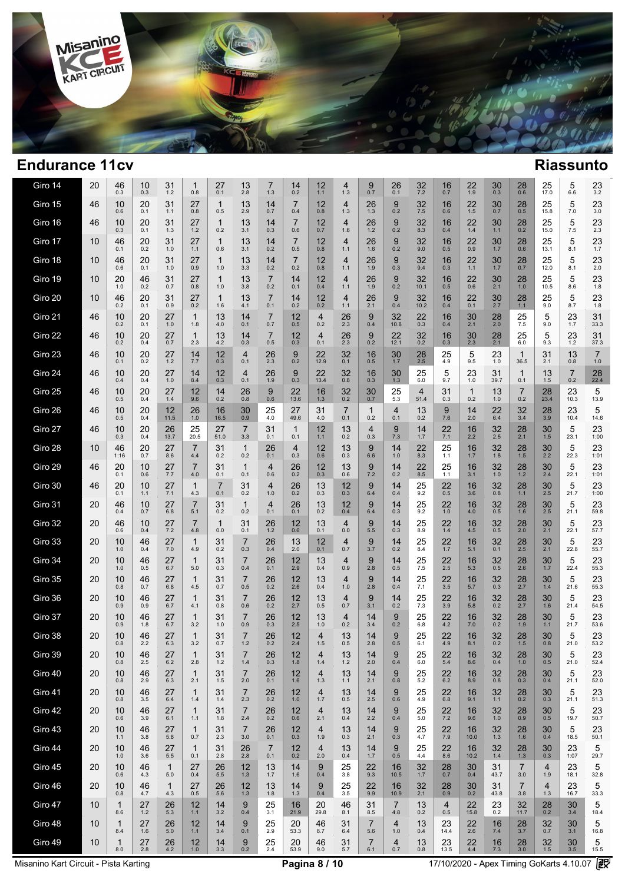## Endurance 11cv

## Riassunto

| Giro | | | | | | | | | | | | | | | | | | | | | |
|---|---|---|---|---|---|---|---|---|---|---|---|---|---|---|---|---|---|---|---|---|---|
| Giro 14 | 20 | 46 0.3 | 10 0.3 | 31 1.2 | 1 0.8 | 27 0.1 | 13 2.8 | 7 1.3 | 14 0.2 | 12 1.1 | 4 1.3 | 9 0.7 | 26 0.1 | 32 7.2 | 16 0.7 | 22 1.9 | 30 0.3 | 28 0.6 | 25 17.0 | 5 6.6 | 23 3.2 |
| Giro 15 | 46 | 10 0.6 | 20 0.1 | 31 1.1 | 27 0.8 | 1 0.5 | 13 2.9 | 14 0.7 | 7 0.4 | 12 0.8 | 4 1.3 | 26 1.3 | 9 0.2 | 32 7.5 | 16 0.6 | 22 1.5 | 30 0.7 | 28 0.5 | 25 15.8 | 5 7.0 | 23 3.0 |
| Giro 16 | 46 | 10 0.3 | 20 0.1 | 31 1.3 | 27 1.2 | 1 0.2 | 13 3.1 | 14 0.3 | 7 0.6 | 12 0.7 | 4 1.6 | 26 1.2 | 9 0.2 | 32 8.3 | 16 0.4 | 22 1.4 | 30 1.1 | 28 0.2 | 25 15.0 | 5 7.5 | 23 2.3 |
| Giro 17 | 10 | 46 0.1 | 20 0.2 | 31 1.0 | 27 1.1 | 1 0.6 | 13 3.1 | 14 0.2 | 7 0.5 | 12 0.8 | 4 1.1 | 26 1.6 | 9 0.2 | 32 9.0 | 16 0.5 | 22 0.9 | 30 1.7 | 28 0.6 | 25 13.1 | 5 8.1 | 23 1.7 |
| Giro 18 | 10 | 46 0.6 | 20 0.1 | 31 1.0 | 27 0.9 | 1 1.0 | 13 3.3 | 14 0.2 | 7 0.2 | 12 0.8 | 4 1.1 | 26 1.9 | 9 0.3 | 32 9.4 | 16 0.3 | 22 1.1 | 30 1.7 | 28 0.7 | 25 12.0 | 5 8.1 | 23 2.0 |
| Giro 19 | 10 | 20 1.0 | 46 0.2 | 31 0.7 | 27 0.8 | 1 1.0 | 13 3.8 | 7 0.2 | 14 0.1 | 12 0.4 | 4 1.1 | 26 1.9 | 9 0.2 | 32 10.1 | 16 0.5 | 22 0.6 | 30 2.1 | 28 1.0 | 25 10.5 | 5 8.6 | 23 1.8 |
| Giro 20 | 10 | 46 0.2 | 20 0.1 | 31 0.9 | 27 0.2 | 1 1.6 | 13 4.1 | 7 0.1 | 14 0.2 | 12 0.2 | 4 1.1 | 26 2.1 | 9 0.4 | 32 10.2 | 16 0.4 | 22 0.1 | 30 2.7 | 28 1.1 | 25 9.0 | 5 8.7 | 23 1.8 |
| Giro 21 | 46 | 10 0.2 | 20 0.1 | 27 1.0 | 1 1.8 | 13 4.0 | 14 0.1 | 7 0.7 | 12 0.5 | 4 0.2 | 26 2.3 | 9 0.4 | 32 10.8 | 22 0.3 | 16 0.4 | 30 2.1 | 28 2.0 | 25 7.5 | 5 9.0 | 23 1.7 | 31 33.3 |
| Giro 22 | 46 | 10 0.2 | 20 0.4 | 27 0.7 | 1 2.3 | 13 4.2 | 14 0.3 | 7 0.5 | 12 0.3 | 4 0.1 | 26 2.3 | 9 0.2 | 22 12.1 | 32 0.2 | 16 0.3 | 30 2.3 | 28 2.1 | 25 6.0 | 5 9.3 | 23 1.2 | 31 37.3 |
| Giro 23 | 46 | 10 0.1 | 20 0.2 | 27 1.2 | 14 7.7 | 12 0.3 | 4 0.1 | 26 2.3 | 9 0.2 | 22 12.9 | 32 0.1 | 16 0.5 | 30 1.7 | 28 2.5 | 25 4.9 | 5 9.5 | 23 1.0 | 1 36.5 | 31 2.1 | 13 0.8 | 7 1.0 |
| Giro 24 | 46 | 10 0.4 | 20 0.4 | 27 1.0 | 14 8.4 | 12 0.3 | 4 0.1 | 26 1.9 | 9 0.3 | 22 13.4 | 32 0.8 | 16 0.3 | 30 1.3 | 25 6.0 | 5 9.7 | 23 1.0 | 31 39.7 | 1 0.1 | 13 1.5 | 7 0.2 | 28 22.4 |
| Giro 25 | 46 | 10 0.5 | 20 0.4 | 27 1.4 | 12 9.6 | 14 0.2 | 26 0.8 | 9 0.6 | 22 13.6 | 16 1.3 | 32 0.2 | 30 0.7 | 25 5.3 | 4 51.4 | 31 0.3 | 1 0.2 | 13 1.0 | 7 0.2 | 28 23.4 | 23 10.3 | 5 13.9 |
| Giro 26 | 46 | 10 0.5 | 20 0.4 | 12 11.5 | 26 1.0 | 16 16.5 | 30 0.9 | 25 4.0 | 27 49.6 | 31 4.0 | 7 0.1 | 1 0.2 | 4 0.1 | 13 0.2 | 9 7.6 | 14 2.0 | 22 6.4 | 32 3.4 | 28 3.9 | 23 10.4 | 5 14.6 |
| Giro 27 | 46 | 10 0.3 | 20 0.4 | 26 13.7 | 25 20.5 | 27 51.0 | 7 3.3 | 31 0.1 | 1 0.1 | 12 1.1 | 13 0.2 | 4 0.3 | 9 7.3 | 14 1.7 | 22 7.1 | 16 2.2 | 32 2.5 | 28 2.1 | 30 1.5 | 5 23.1 | 23 1:00 |
| Giro 28 | 10 | 46 1:16 | 20 0.7 | 27 8.6 | 7 4.4 | 31 0.2 | 1 0.2 | 26 0.1 | 4 0.3 | 12 0.6 | 13 0.3 | 9 6.6 | 14 1.0 | 22 8.3 | 25 1.1 | 16 1.7 | 32 1.8 | 28 1.5 | 30 2.2 | 5 22.3 | 23 1:01 |
| Giro 29 | 46 | 20 0.1 | 10 0.6 | 27 7.7 | 7 4.0 | 31 0.1 | 1 0.1 | 4 0.6 | 26 0.2 | 12 0.3 | 13 0.6 | 9 7.2 | 14 0.2 | 22 8.5 | 25 1.1 | 16 3.1 | 32 1.0 | 28 1.2 | 30 2.4 | 5 22.1 | 23 1:01 |
| Giro 30 | 46 | 20 0.1 | 10 1.1 | 27 7.1 | 1 4.3 | 7 0.1 | 31 0.2 | 4 1.0 | 26 0.2 | 13 0.3 | 12 0.3 | 9 6.4 | 14 0.4 | 25 9.2 | 22 0.5 | 16 3.6 | 32 0.8 | 28 1.1 | 30 2.5 | 5 21.7 | 23 1:00 |
| Giro 31 | 20 | 46 0.4 | 10 0.7 | 27 6.8 | 7 5.1 | 31 0.2 | 1 0.2 | 4 0.1 | 26 0.1 | 13 0.2 | 12 0.4 | 9 6.4 | 14 0.3 | 25 9.2 | 22 1.0 | 16 4.0 | 32 0.5 | 28 1.6 | 30 2.5 | 5 21.1 | 23 59.8 |
| Giro 32 | 20 | 46 0.6 | 10 0.4 | 27 7.2 | 7 4.8 | 1 0.0 | 31 0.1 | 26 1.2 | 12 0.6 | 13 0.1 | 4 0.0 | 9 5.5 | 14 0.3 | 25 8.9 | 22 1.4 | 16 4.5 | 32 0.5 | 28 2.0 | 30 2.1 | 5 22.1 | 23 57.7 |
| Giro 33 | 20 | 10 1.0 | 46 0.4 | 27 7.0 | 1 4.9 | 31 0.2 | 7 0.3 | 26 0.4 | 13 2.0 | 12 0.1 | 4 0.7 | 9 3.7 | 14 0.2 | 25 8.4 | 22 1.7 | 16 5.1 | 32 0.1 | 28 2.5 | 30 2.1 | 5 22.8 | 23 55.7 |
| Giro 34 | 20 | 10 1.0 | 46 0.5 | 27 6.7 | 1 5.0 | 31 0.3 | 7 0.4 | 26 0.1 | 12 2.9 | 13 0.4 | 4 0.9 | 9 2.8 | 14 0.5 | 25 7.5 | 22 2.5 | 16 5.3 | 32 0.5 | 28 2.6 | 30 1.7 | 5 22.4 | 23 55.3 |
| Giro 35 | 20 | 10 0.8 | 46 0.7 | 27 6.8 | 1 4.5 | 31 0.7 | 7 0.5 | 26 0.2 | 12 2.6 | 13 0.4 | 4 1.0 | 9 2.8 | 14 0.4 | 25 7.1 | 22 3.5 | 16 5.7 | 32 0.3 | 28 2.7 | 30 1.4 | 5 21.6 | 23 55.3 |
| Giro 36 | 20 | 10 0.9 | 46 0.9 | 27 6.7 | 1 4.1 | 31 0.8 | 7 0.6 | 26 0.2 | 12 2.7 | 13 0.5 | 4 0.7 | 9 3.1 | 14 0.2 | 25 7.3 | 22 3.9 | 16 5.8 | 32 0.2 | 28 2.7 | 30 1.6 | 5 21.4 | 23 54.5 |
| Giro 37 | 20 | 10 0.9 | 46 1.8 | 27 6.7 | 1 3.2 | 31 1.0 | 7 0.9 | 26 0.3 | 12 2.5 | 13 1.0 | 4 0.2 | 14 3.4 | 9 0.2 | 25 6.8 | 22 4.2 | 16 7.0 | 32 0.2 | 28 1.9 | 30 1.1 | 5 21.7 | 23 53.6 |
| Giro 38 | 20 | 10 0.8 | 46 2.2 | 27 6.3 | 1 3.2 | 31 0.7 | 7 1.2 | 26 0.2 | 12 2.4 | 4 1.5 | 13 0.5 | 14 2.8 | 9 0.5 | 25 6.1 | 22 4.9 | 16 8.1 | 32 0.2 | 28 1.5 | 30 0.8 | 5 21.0 | 23 53.2 |
| Giro 39 | 20 | 10 0.8 | 46 2.5 | 27 6.2 | 1 2.8 | 31 1.2 | 7 1.4 | 26 0.3 | 12 1.8 | 4 1.4 | 13 1.2 | 14 2.0 | 9 0.4 | 25 6.0 | 22 5.4 | 16 8.6 | 32 0.4 | 28 1.0 | 30 0.5 | 5 21.0 | 23 52.4 |
| Giro 40 | 20 | 10 0.8 | 46 2.9 | 27 6.3 | 1 2.1 | 31 1.5 | 7 2.0 | 26 0.1 | 12 1.6 | 4 1.3 | 13 1.1 | 14 2.1 | 9 0.8 | 25 5.2 | 22 6.2 | 16 8.9 | 32 0.8 | 28 0.3 | 30 0.4 | 5 21.1 | 23 52.0 |
| Giro 41 | 20 | 10 0.8 | 46 3.5 | 27 6.4 | 1 1.4 | 31 1.4 | 7 2.3 | 26 0.2 | 12 1.0 | 4 1.7 | 13 0.5 | 14 2.5 | 9 0.6 | 25 4.9 | 22 6.8 | 16 9.1 | 32 1.1 | 28 0.2 | 30 0.3 | 5 21.1 | 23 51.3 |
| Giro 42 | 20 | 10 0.6 | 46 3.9 | 27 6.1 | 1 1.1 | 31 1.8 | 7 2.4 | 26 0.2 | 12 0.6 | 4 2.1 | 13 0.4 | 14 2.2 | 9 0.4 | 25 5.0 | 22 7.2 | 16 9.6 | 32 1.0 | 28 0.9 | 30 0.5 | 5 19.7 | 23 50.7 |
| Giro 43 | 20 | 10 1.1 | 46 3.8 | 27 5.8 | 1 0.7 | 31 2.3 | 7 3.0 | 26 0.1 | 12 0.3 | 4 1.9 | 13 0.3 | 14 2.1 | 9 0.3 | 25 4.7 | 22 7.9 | 16 10.0 | 32 1.3 | 28 1.6 | 30 0.4 | 5 18.5 | 23 50.1 |
| Giro 44 | 20 | 10 1.0 | 46 3.6 | 27 5.5 | 1 0.1 | 31 2.8 | 26 2.8 | 7 0.1 | 12 0.2 | 4 2.0 | 13 0.4 | 14 1.7 | 9 0.5 | 25 4.4 | 22 8.6 | 16 10.2 | 32 1.4 | 28 1.3 | 30 0.3 | 23 1:07 | 5 29.7 |
| Giro 45 | 20 | 10 0.6 | 46 4.3 | 1 5.0 | 27 0.4 | 26 5.5 | 12 1.3 | 13 1.7 | 14 1.6 | 9 0.4 | 25 3.8 | 22 9.3 | 16 10.5 | 32 1.7 | 28 0.7 | 30 0.4 | 31 43.7 | 7 3.0 | 4 1.9 | 23 18.1 | 5 32.8 |
| Giro 46 | 20 | 10 0.8 | 46 4.7 | 1 4.3 | 27 0.5 | 26 5.6 | 12 1.3 | 13 1.8 | 14 1.3 | 9 0.4 | 25 3.5 | 22 9.9 | 16 10.9 | 32 2.2 | 28 0.9 | 30 0.2 | 31 43.8 | 7 3.8 | 4 1.3 | 23 16.7 | 5 33.3 |
| Giro 47 | 10 | 1 8.6 | 27 1.2 | 26 5.3 | 12 1.1 | 14 3.2 | 9 0.4 | 25 3.1 | 16 21.9 | 20 29.8 | 46 8.1 | 31 8.5 | 7 4.8 | 13 0.2 | 4 0.5 | 22 15.8 | 23 0.2 | 32 11.7 | 28 0.2 | 30 3.4 | 5 18.4 |
| Giro 48 | 10 | 1 8.4 | 27 1.6 | 26 5.0 | 12 1.1 | 14 3.4 | 9 0.1 | 25 2.9 | 20 53.3 | 46 8.7 | 31 6.4 | 7 5.6 | 4 1.0 | 13 0.4 | 23 14.4 | 22 2.6 | 16 7.4 | 28 3.7 | 32 0.7 | 30 3.1 | 5 16.8 |
| Giro 49 | 10 | 1 8.0 | 27 2.8 | 26 4.2 | 12 1.0 | 14 3.3 | 9 0.2 | 25 2.4 | 20 53.9 | 46 9.0 | 31 5.7 | 7 6.1 | 4 0.7 | 13 0.8 | 23 13.5 | 22 4.4 | 16 7.3 | 28 3.0 | 32 1.5 | 30 3.5 | 5 15.5 |

Misanino Kart Circuit - Pista Karting — 17/10/2020 - Apex Timing GoKarts 4.10.07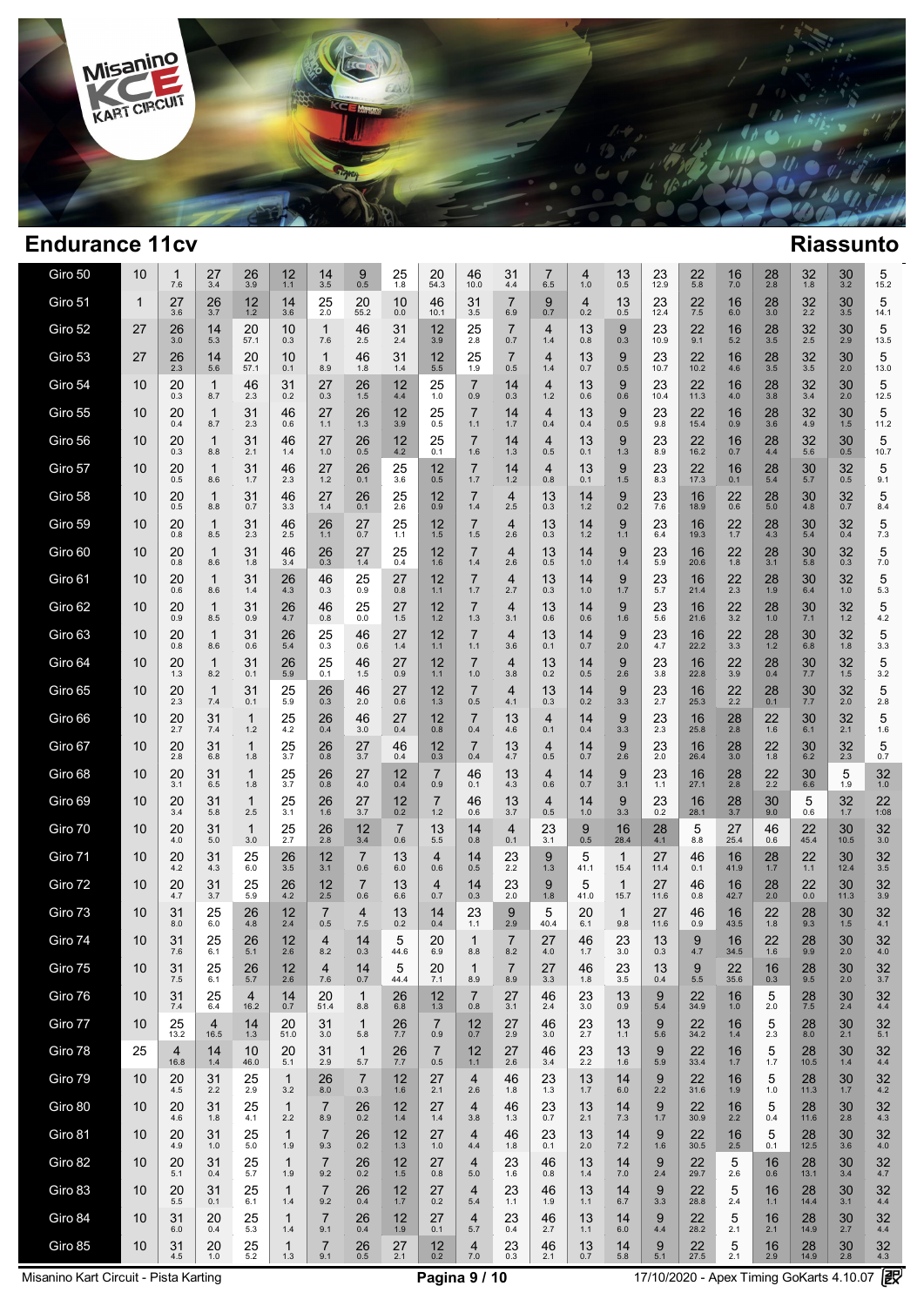## Endurance 11cv

## Riassunto

| Giro | | | | | | | | | | | | | | | | | | | | | | | | |
|---|---|---|---|---|---|---|---|---|---|---|---|---|---|---|---|---|---|---|---|---|---|---|---|---|
| Giro 50 | 10 | 1 7.6 | 27 3.4 | 26 3.9 | 12 1.1 | 14 3.5 | 9 0.5 | 25 1.8 | 20 54.3 | 46 10.0 | 31 4.4 | 7 6.5 | 4 1.0 | 13 0.5 | 23 12.9 | 22 5.8 | 16 7.0 | 28 2.8 | 32 1.8 | 30 3.2 | 5 15.2 |
| Giro 51 | 1 | 27 3.6 | 26 3.7 | 12 1.2 | 14 3.6 | 25 2.0 | 20 55.2 | 10 0.0 | 46 10.1 | 31 3.5 | 7 6.9 | 9 0.7 | 4 0.2 | 13 0.5 | 23 12.4 | 22 7.5 | 16 6.0 | 28 3.0 | 32 2.2 | 30 3.5 | 5 14.1 |
| Giro 52 | 27 | 26 3.0 | 14 5.3 | 20 57.1 | 10 0.3 | 1 7.6 | 46 2.5 | 31 2.4 | 12 3.9 | 25 2.8 | 7 0.7 | 4 1.4 | 13 0.8 | 9 0.3 | 23 10.9 | 22 9.1 | 16 5.2 | 28 3.5 | 32 2.5 | 30 2.9 | 5 13.5 |
| Giro 53 | 27 | 26 2.3 | 14 5.6 | 20 57.1 | 10 0.1 | 1 8.9 | 46 1.8 | 31 1.4 | 12 5.5 | 25 1.9 | 7 0.5 | 4 1.4 | 13 0.7 | 9 0.5 | 23 10.7 | 22 10.2 | 16 4.6 | 28 3.5 | 32 3.5 | 30 2.0 | 5 13.0 |
| Giro 54 | 10 | 20 0.3 | 1 8.7 | 46 2.3 | 31 0.2 | 27 0.3 | 26 1.5 | 12 4.4 | 25 1.0 | 7 0.9 | 14 0.3 | 4 1.2 | 13 0.6 | 9 0.6 | 23 10.4 | 22 11.3 | 16 4.0 | 28 3.8 | 32 3.4 | 30 2.0 | 5 12.5 |
| Giro 55 | 10 | 20 0.4 | 1 8.7 | 31 2.3 | 46 0.6 | 27 1.1 | 26 1.3 | 12 3.9 | 25 0.5 | 7 1.1 | 14 1.7 | 4 0.4 | 13 0.4 | 9 0.5 | 23 9.8 | 22 15.4 | 16 0.9 | 28 3.6 | 32 4.9 | 30 1.5 | 5 11.2 |
| Giro 56 | 10 | 20 0.3 | 1 8.8 | 31 2.1 | 46 1.4 | 27 1.0 | 26 0.5 | 12 4.2 | 25 0.1 | 7 1.6 | 14 1.3 | 4 0.5 | 13 0.1 | 9 1.3 | 23 8.9 | 22 16.2 | 16 0.7 | 28 4.4 | 32 5.6 | 30 0.5 | 5 10.7 |
| Giro 57 | 10 | 20 0.5 | 1 8.6 | 31 1.7 | 46 2.3 | 27 1.2 | 26 0.1 | 25 3.6 | 12 0.5 | 7 1.7 | 14 1.2 | 4 0.8 | 13 0.1 | 9 1.5 | 23 8.3 | 22 17.3 | 16 0.1 | 28 5.4 | 30 5.7 | 32 0.5 | 5 9.1 |
| Giro 58 | 10 | 20 0.5 | 1 8.8 | 31 0.7 | 46 3.3 | 27 1.4 | 26 0.1 | 25 2.6 | 12 0.9 | 7 1.4 | 4 2.5 | 13 0.3 | 14 1.2 | 9 0.2 | 23 7.6 | 16 18.9 | 22 0.6 | 28 5.0 | 30 4.8 | 32 0.7 | 5 8.4 |
| Giro 59 | 10 | 20 0.8 | 1 8.5 | 31 2.3 | 46 2.5 | 26 1.1 | 27 0.7 | 25 1.1 | 12 1.5 | 7 1.5 | 4 2.6 | 13 0.3 | 14 1.2 | 9 1.1 | 23 6.4 | 16 19.3 | 22 1.7 | 28 4.3 | 30 5.4 | 32 0.4 | 5 7.3 |
| Giro 60 | 10 | 20 0.8 | 1 8.6 | 31 1.8 | 46 3.4 | 26 0.3 | 27 1.4 | 25 0.4 | 12 1.6 | 7 1.4 | 4 2.6 | 13 0.5 | 14 1.0 | 9 1.4 | 23 5.9 | 16 20.6 | 22 1.8 | 28 3.1 | 30 5.8 | 32 0.3 | 5 7.0 |
| Giro 61 | 10 | 20 0.6 | 1 8.6 | 31 1.4 | 26 4.3 | 46 0.3 | 25 0.9 | 27 0.8 | 12 1.1 | 7 1.7 | 4 2.7 | 13 0.3 | 14 1.0 | 9 1.7 | 23 5.7 | 16 21.4 | 22 2.3 | 28 1.9 | 30 6.4 | 32 1.0 | 5 5.3 |
| Giro 62 | 10 | 20 0.9 | 1 8.5 | 31 0.9 | 26 4.7 | 46 0.8 | 25 0.0 | 27 1.5 | 12 1.2 | 7 1.3 | 4 3.1 | 13 0.6 | 14 0.6 | 9 1.6 | 23 5.6 | 16 21.6 | 22 3.2 | 28 1.0 | 30 7.1 | 32 1.2 | 5 4.2 |
| Giro 63 | 10 | 20 0.8 | 1 8.6 | 31 0.6 | 26 5.4 | 25 0.3 | 46 0.6 | 27 1.4 | 12 1.1 | 7 1.1 | 4 3.6 | 13 0.1 | 14 0.7 | 9 2.0 | 23 4.7 | 16 22.2 | 22 3.3 | 28 1.2 | 30 6.8 | 32 1.8 | 5 3.3 |
| Giro 64 | 10 | 20 1.3 | 1 8.2 | 31 0.1 | 26 5.9 | 25 0.1 | 46 1.5 | 27 0.9 | 12 1.1 | 7 1.0 | 4 3.8 | 13 0.2 | 14 0.5 | 9 2.6 | 23 3.8 | 16 22.8 | 22 3.9 | 28 0.4 | 30 7.7 | 32 1.5 | 5 3.2 |
| Giro 65 | 10 | 20 2.3 | 1 7.4 | 31 0.1 | 25 5.9 | 26 0.3 | 46 2.0 | 27 0.6 | 12 1.3 | 7 0.5 | 4 4.1 | 13 0.3 | 14 0.2 | 9 3.3 | 23 2.7 | 16 25.3 | 22 2.2 | 28 0.1 | 30 7.7 | 32 2.0 | 5 2.8 |
| Giro 66 | 10 | 20 2.7 | 31 7.4 | 1 1.2 | 25 4.2 | 26 0.4 | 46 3.0 | 27 0.4 | 12 0.8 | 7 0.4 | 13 4.6 | 4 0.1 | 14 0.4 | 9 3.3 | 23 2.3 | 16 25.8 | 28 2.8 | 22 1.6 | 30 6.1 | 32 2.1 | 5 1.6 |
| Giro 67 | 10 | 20 2.8 | 31 6.8 | 1 1.8 | 25 3.7 | 26 0.8 | 27 3.7 | 46 0.4 | 12 0.3 | 7 0.4 | 13 4.7 | 4 0.5 | 14 0.7 | 9 2.6 | 23 2.0 | 16 26.4 | 28 3.0 | 22 1.8 | 30 6.2 | 32 2.3 | 5 0.7 |
| Giro 68 | 10 | 20 3.1 | 31 6.5 | 1 1.8 | 25 3.7 | 26 0.8 | 27 4.0 | 12 0.4 | 7 0.9 | 46 0.1 | 13 4.3 | 4 0.6 | 14 0.7 | 9 3.1 | 23 1.1 | 16 27.1 | 28 2.8 | 22 2.2 | 30 6.6 | 5 1.9 | 32 1.0 |
| Giro 69 | 10 | 20 3.4 | 31 5.8 | 1 2.5 | 25 3.1 | 26 1.6 | 27 3.7 | 12 0.2 | 7 1.2 | 46 0.6 | 13 3.7 | 4 0.5 | 14 1.0 | 9 3.3 | 23 0.2 | 16 28.1 | 28 3.7 | 30 9.0 | 5 0.6 | 32 1.7 | 22 1:08 |
| Giro 70 | 10 | 20 4.0 | 31 5.0 | 1 3.0 | 25 2.7 | 26 2.8 | 12 3.4 | 7 0.6 | 13 5.5 | 14 0.8 | 4 0.1 | 23 3.1 | 9 0.5 | 16 28.4 | 28 4.1 | 5 8.8 | 27 25.4 | 46 0.6 | 22 45.4 | 30 10.5 | 32 3.0 |
| Giro 71 | 10 | 20 4.2 | 31 4.3 | 25 6.0 | 26 3.5 | 12 3.1 | 7 0.6 | 13 6.0 | 4 0.6 | 14 0.5 | 23 2.2 | 9 1.3 | 5 41.1 | 1 15.4 | 27 11.4 | 46 0.1 | 16 41.9 | 28 1.7 | 22 1.1 | 30 12.4 | 32 3.5 |
| Giro 72 | 10 | 20 4.7 | 31 3.7 | 25 5.9 | 26 4.2 | 12 2.5 | 7 0.6 | 13 6.6 | 4 0.7 | 14 0.3 | 23 2.0 | 9 1.8 | 5 41.0 | 1 15.7 | 27 11.6 | 46 0.8 | 16 42.7 | 28 2.0 | 22 0.0 | 30 11.3 | 32 3.9 |
| Giro 73 | 10 | 31 8.0 | 25 6.0 | 26 4.8 | 12 2.4 | 7 0.5 | 4 7.5 | 13 0.2 | 14 0.4 | 23 1.1 | 9 2.9 | 5 40.4 | 20 6.1 | 1 9.8 | 27 11.6 | 46 0.9 | 16 43.5 | 22 1.8 | 28 9.3 | 30 1.5 | 32 4.1 |
| Giro 74 | 10 | 31 7.6 | 25 6.1 | 26 5.1 | 12 2.6 | 4 8.2 | 14 0.3 | 5 44.6 | 20 6.9 | 1 8.8 | 7 8.2 | 27 4.0 | 46 1.7 | 23 3.0 | 13 0.3 | 9 4.7 | 16 34.5 | 22 1.6 | 28 9.9 | 30 2.0 | 32 4.0 |
| Giro 75 | 10 | 31 7.5 | 25 6.1 | 26 5.7 | 12 2.6 | 4 7.6 | 14 0.7 | 5 44.4 | 20 7.1 | 1 8.9 | 7 8.9 | 27 3.3 | 46 1.8 | 23 3.5 | 13 0.4 | 9 5.5 | 22 35.6 | 16 0.3 | 28 9.5 | 30 2.0 | 32 3.7 |
| Giro 76 | 10 | 31 7.4 | 25 6.4 | 4 16.2 | 14 0.7 | 20 51.4 | 1 8.8 | 26 6.8 | 12 1.3 | 7 0.8 | 27 3.1 | 46 2.4 | 23 3.0 | 13 0.9 | 9 5.4 | 22 34.9 | 16 1.0 | 5 2.0 | 28 7.5 | 30 2.4 | 32 4.4 |
| Giro 77 | 10 | 25 13.2 | 4 16.5 | 14 1.3 | 20 51.0 | 31 3.0 | 1 5.8 | 26 7.7 | 7 0.9 | 12 0.7 | 27 2.9 | 46 3.0 | 23 2.7 | 13 1.1 | 9 5.6 | 22 34.2 | 16 1.4 | 5 2.3 | 28 8.0 | 30 2.1 | 32 5.1 |
| Giro 78 | 25 | 4 16.8 | 14 1.4 | 10 46.0 | 20 5.1 | 31 2.9 | 1 5.7 | 26 7.7 | 7 0.5 | 12 1.1 | 27 2.6 | 46 3.4 | 23 2.2 | 13 1.6 | 9 5.9 | 22 33.4 | 16 1.7 | 5 1.7 | 28 10.5 | 30 1.4 | 32 4.4 |
| Giro 79 | 10 | 20 4.5 | 31 2.2 | 25 2.9 | 1 3.2 | 26 8.0 | 7 0.3 | 12 1.6 | 27 2.1 | 4 2.6 | 46 1.8 | 23 1.3 | 13 1.7 | 14 6.0 | 9 2.2 | 22 31.6 | 16 1.9 | 5 1.0 | 28 11.3 | 30 1.7 | 32 4.2 |
| Giro 80 | 10 | 20 4.6 | 31 1.8 | 25 4.1 | 1 2.2 | 7 8.9 | 26 0.2 | 12 1.4 | 27 1.4 | 4 3.8 | 46 1.3 | 23 0.7 | 13 2.1 | 14 7.3 | 9 1.7 | 22 30.9 | 16 2.2 | 5 0.4 | 28 11.6 | 30 2.8 | 32 4.3 |
| Giro 81 | 10 | 20 4.9 | 31 1.0 | 25 5.0 | 1 1.9 | 7 9.3 | 26 0.2 | 12 1.3 | 27 1.0 | 4 4.4 | 46 1.8 | 23 0.1 | 13 2.0 | 14 7.2 | 9 1.6 | 22 30.5 | 16 2.5 | 5 0.1 | 28 12.5 | 30 3.6 | 32 4.0 |
| Giro 82 | 10 | 20 5.1 | 31 0.4 | 25 5.7 | 1 1.9 | 7 9.2 | 26 0.2 | 12 1.5 | 27 0.8 | 4 5.0 | 23 1.6 | 46 0.8 | 13 1.4 | 14 7.0 | 9 2.4 | 22 29.7 | 5 2.6 | 16 0.6 | 28 13.1 | 30 3.4 | 32 4.7 |
| Giro 83 | 10 | 20 5.5 | 31 0.1 | 25 6.1 | 1 1.4 | 7 9.2 | 26 0.4 | 12 1.7 | 27 0.2 | 4 5.4 | 23 1.1 | 46 1.9 | 13 1.1 | 14 6.7 | 9 3.3 | 22 28.8 | 5 2.4 | 16 1.1 | 28 14.4 | 30 3.1 | 32 4.4 |
| Giro 84 | 10 | 31 6.0 | 20 0.4 | 25 5.3 | 1 1.4 | 7 9.1 | 26 0.4 | 12 1.9 | 27 0.1 | 4 5.7 | 23 0.4 | 46 2.7 | 13 1.1 | 14 6.0 | 9 4.4 | 22 28.2 | 5 2.1 | 16 2.1 | 28 14.9 | 30 2.7 | 32 4.4 |
| Giro 85 | 10 | 31 4.5 | 20 1.0 | 25 5.2 | 1 1.3 | 7 9.1 | 26 0.5 | 27 2.1 | 12 0.2 | 4 7.0 | 23 0.3 | 46 2.1 | 13 0.7 | 14 5.8 | 9 5.1 | 22 27.5 | 5 2.1 | 16 2.9 | 28 14.9 | 30 2.8 | 32 4.3 |

Misanino Kart Circuit - Pista Karting

17/10/2020 - Apex Timing GoKarts 4.10.07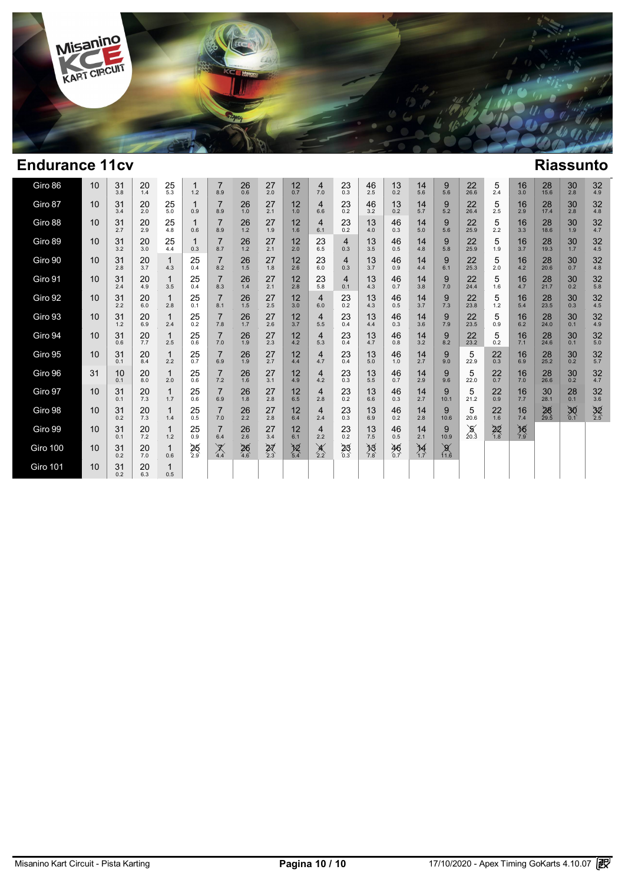## Endurance 11cv

## Riassunto

| | | | | | | | | | | | | | | | | | | | | | | |
|---|---|---|---|---|---|---|---|---|---|---|---|---|---|---|---|---|---|---|---|---|---|---|
| Giro 86 | 10 | 31 3.8 | 20 1.4 | 25 5.3 | 1 1.2 | 7 8.9 | 26 0.6 | 27 2.0 | 12 0.7 | 4 7.0 | 23 0.3 | 46 2.5 | 13 0.2 | 14 5.6 | 9 5.6 | 22 26.6 | 5 2.4 | 16 3.0 | 28 15.6 | 30 2.8 | 32 4.9 |
| Giro 87 | 10 | 31 3.4 | 20 2.0 | 25 5.0 | 1 0.9 | 7 8.9 | 26 1.0 | 27 2.1 | 12 1.0 | 4 6.6 | 23 0.2 | 46 3.2 | 13 0.2 | 14 5.7 | 9 5.2 | 22 26.4 | 5 2.5 | 16 2.9 | 28 17.4 | 30 2.8 | 32 4.8 |
| Giro 88 | 10 | 31 2.7 | 20 2.9 | 25 4.8 | 1 0.6 | 7 8.9 | 26 1.2 | 27 1.9 | 12 1.6 | 4 6.1 | 23 0.2 | 13 4.0 | 46 0.3 | 14 5.0 | 9 5.6 | 22 25.9 | 5 2.2 | 16 3.3 | 28 18.6 | 30 1.9 | 32 4.7 |
| Giro 89 | 10 | 31 3.2 | 20 3.0 | 25 4.4 | 1 0.3 | 7 8.7 | 26 1.2 | 27 2.1 | 12 2.0 | 23 6.5 | 4 0.3 | 13 3.5 | 46 0.5 | 14 4.8 | 9 5.8 | 22 25.9 | 5 1.9 | 16 3.7 | 28 19.3 | 30 1.7 | 32 4.5 |
| Giro 90 | 10 | 31 2.8 | 20 3.7 | 1 4.3 | 25 0.4 | 7 8.2 | 26 1.5 | 27 1.8 | 12 2.6 | 23 6.0 | 4 0.3 | 13 3.7 | 46 0.9 | 14 4.4 | 9 6.1 | 22 25.3 | 5 2.0 | 16 4.2 | 28 20.6 | 30 0.7 | 32 4.8 |
| Giro 91 | 10 | 31 2.4 | 20 4.9 | 1 3.5 | 25 0.4 | 7 8.3 | 26 1.4 | 27 2.1 | 12 2.8 | 23 5.8 | 4 0.1 | 13 4.3 | 46 0.7 | 14 3.8 | 9 7.0 | 22 24.4 | 5 1.6 | 16 4.7 | 28 21.7 | 30 0.2 | 32 5.8 |
| Giro 92 | 10 | 31 2.2 | 20 6.0 | 1 2.8 | 25 0.1 | 7 8.1 | 26 1.5 | 27 2.5 | 12 3.0 | 4 6.0 | 23 0.2 | 13 4.3 | 46 0.5 | 14 3.7 | 9 7.3 | 22 23.8 | 5 1.2 | 16 5.4 | 28 23.5 | 30 0.3 | 32 4.5 |
| Giro 93 | 10 | 31 1.2 | 20 6.9 | 1 2.4 | 25 0.2 | 7 7.8 | 26 1.7 | 27 2.6 | 12 3.7 | 4 5.5 | 23 0.4 | 13 4.4 | 46 0.3 | 14 3.6 | 9 7.9 | 22 23.5 | 5 0.9 | 16 6.2 | 28 24.0 | 30 0.1 | 32 4.9 |
| Giro 94 | 10 | 31 0.6 | 20 7.7 | 1 2.5 | 25 0.6 | 7 7.0 | 26 1.9 | 27 2.3 | 12 4.2 | 4 5.3 | 23 0.4 | 13 4.7 | 46 0.8 | 14 3.2 | 9 8.2 | 22 23.2 | 5 0.2 | 16 7.1 | 28 24.6 | 30 0.1 | 32 5.0 |
| Giro 95 | 10 | 31 0.1 | 20 8.4 | 1 2.2 | 25 0.7 | 7 6.9 | 26 1.9 | 27 2.7 | 12 4.4 | 4 4.7 | 23 0.4 | 13 5.0 | 46 1.0 | 14 2.7 | 9 9.0 | 5 22.9 | 22 0.3 | 16 6.9 | 28 25.2 | 30 0.2 | 32 5.7 |
| Giro 96 | 31 | 10 0.1 | 20 8.0 | 1 2.0 | 25 0.6 | 7 7.2 | 26 1.6 | 27 3.1 | 12 4.9 | 4 4.2 | 23 0.3 | 13 5.5 | 46 0.7 | 14 2.9 | 9 9.6 | 5 22.0 | 22 0.7 | 16 7.0 | 28 26.6 | 30 0.2 | 32 4.7 |
| Giro 97 | 10 | 31 0.1 | 20 7.3 | 1 1.7 | 25 0.6 | 7 6.9 | 26 1.8 | 27 2.8 | 12 6.5 | 4 2.8 | 23 0.2 | 13 6.6 | 46 0.3 | 14 2.7 | 9 10.1 | 5 21.2 | 22 0.9 | 16 7.7 | 30 28.1 | 28 0.1 | 32 3.6 |
| Giro 98 | 10 | 31 0.2 | 20 7.3 | 1 1.4 | 25 0.5 | 7 7.0 | 26 2.2 | 27 2.8 | 12 6.4 | 4 2.4 | 23 0.3 | 13 6.9 | 46 0.2 | 14 2.8 | 9 10.6 | 5 20.6 | 22 1.6 | 16 7.4 | 28 29.5 | 30 0.1 | 32 2.5 |
| Giro 99 | 10 | 31 0.1 | 20 7.2 | 1 1.2 | 25 0.9 | 7 6.4 | 26 2.6 | 27 3.4 | 12 6.1 | 4 2.2 | 23 0.2 | 13 7.5 | 46 0.5 | 14 2.1 | 9 10.9 | 5 20.3 | 22 1.8 | 16 7.9 | | | |
| Giro 100 | 10 | 31 0.2 | 20 7.0 | 1 0.6 | 25 2.9 | 7 4.4 | 26 4.6 | 27 2.3 | 12 5.4 | 4 2.2 | 23 0.3 | 13 7.8 | 46 0.7 | 14 1.7 | 9 11.6 | | | | | | |
| Giro 101 | 10 | 31 0.2 | 20 6.3 | 1 0.5 | | | | | | | | | | | | | | | | | |